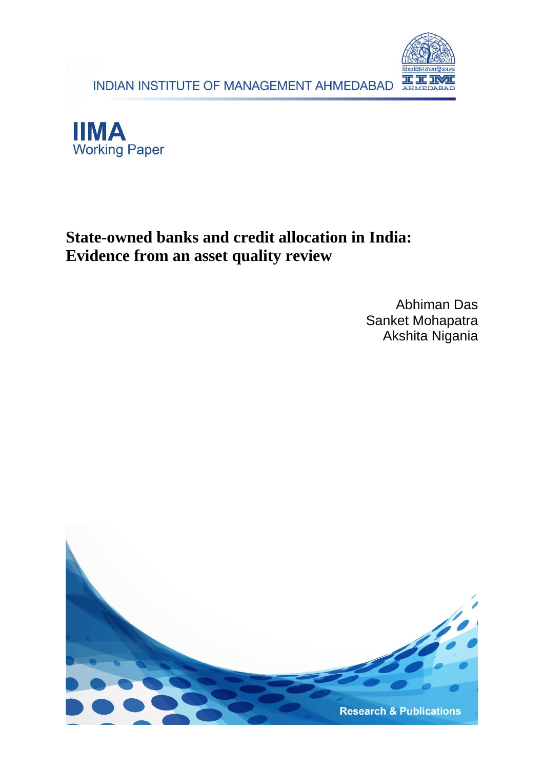INDIAN INSTITUTE OF MANAGEMENT AHMEDABAD

**IIMA**
Working Paper

# State-owned banks and credit allocation in India: Evidence from an asset quality review

Abhiman Das
Sanket Mohapatra
Akshita Nigania

Research & Publications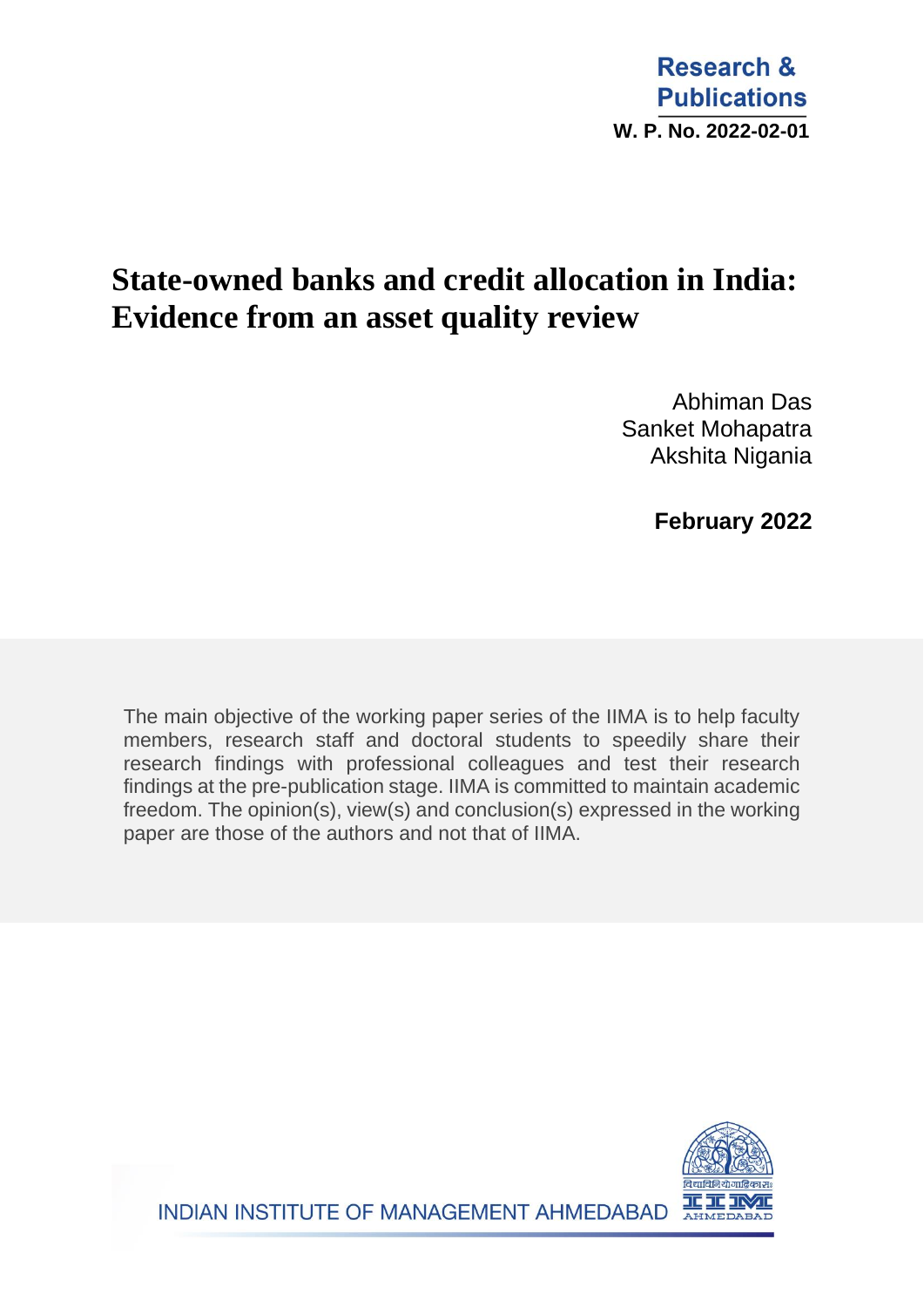Research & Publications

W. P. No. 2022-02-01

# State-owned banks and credit allocation in India: Evidence from an asset quality review

Abhiman Das
Sanket Mohapatra
Akshita Nigania

**February 2022**

The main objective of the working paper series of the IIMA is to help faculty members, research staff and doctoral students to speedily share their research findings with professional colleagues and test their research findings at the pre-publication stage. IIMA is committed to maintain academic freedom. The opinion(s), view(s) and conclusion(s) expressed in the working paper are those of the authors and not that of IIMA.

INDIAN INSTITUTE OF MANAGEMENT AHMEDABAD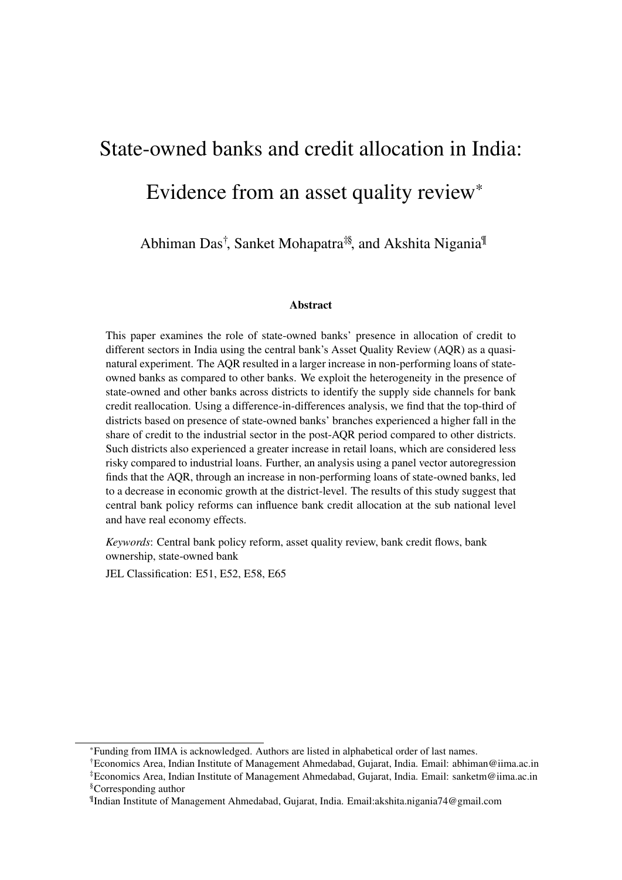# State-owned banks and credit allocation in India: Evidence from an asset quality review[*]

Abhiman Das[†], Sanket Mohapatra[‡§], and Akshita Nigania[¶]

### Abstract

This paper examines the role of state-owned banks' presence in allocation of credit to different sectors in India using the central bank's Asset Quality Review (AQR) as a quasi-natural experiment. The AQR resulted in a larger increase in non-performing loans of state-owned banks as compared to other banks. We exploit the heterogeneity in the presence of state-owned and other banks across districts to identify the supply side channels for bank credit reallocation. Using a difference-in-differences analysis, we find that the top-third of districts based on presence of state-owned banks' branches experienced a higher fall in the share of credit to the industrial sector in the post-AQR period compared to other districts. Such districts also experienced a greater increase in retail loans, which are considered less risky compared to industrial loans. Further, an analysis using a panel vector autoregression finds that the AQR, through an increase in non-performing loans of state-owned banks, led to a decrease in economic growth at the district-level. The results of this study suggest that central bank policy reforms can influence bank credit allocation at the sub national level and have real economy effects.

*Keywords*: Central bank policy reform, asset quality review, bank credit flows, bank ownership, state-owned bank

JEL Classification: E51, E52, E58, E65

---

[*] Funding from IIMA is acknowledged. Authors are listed in alphabetical order of last names.

[†] Economics Area, Indian Institute of Management Ahmedabad, Gujarat, India. Email: abhiman@iima.ac.in

[‡] Economics Area, Indian Institute of Management Ahmedabad, Gujarat, India. Email: sanketm@iima.ac.in

[§] Corresponding author

[¶] Indian Institute of Management Ahmedabad, Gujarat, India. Email:akshita.nigania74@gmail.com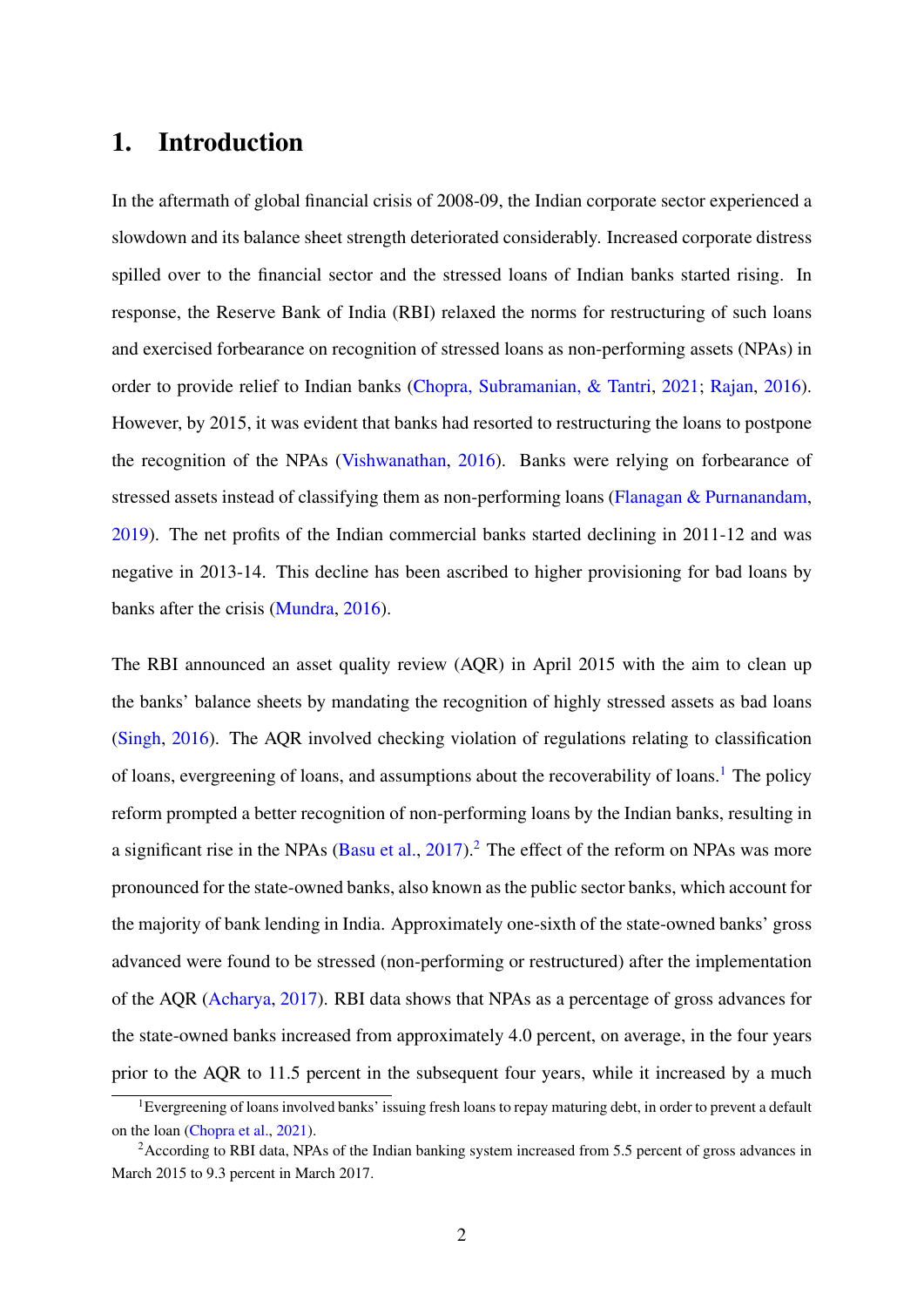# 1. Introduction

In the aftermath of global financial crisis of 2008-09, the Indian corporate sector experienced a slowdown and its balance sheet strength deteriorated considerably. Increased corporate distress spilled over to the financial sector and the stressed loans of Indian banks started rising. In response, the Reserve Bank of India (RBI) relaxed the norms for restructuring of such loans and exercised forbearance on recognition of stressed loans as non-performing assets (NPAs) in order to provide relief to Indian banks (Chopra, Subramanian, & Tantri, 2021; Rajan, 2016). However, by 2015, it was evident that banks had resorted to restructuring the loans to postpone the recognition of the NPAs (Vishwanathan, 2016). Banks were relying on forbearance of stressed assets instead of classifying them as non-performing loans (Flanagan & Purnanandam, 2019). The net profits of the Indian commercial banks started declining in 2011-12 and was negative in 2013-14. This decline has been ascribed to higher provisioning for bad loans by banks after the crisis (Mundra, 2016).

The RBI announced an asset quality review (AQR) in April 2015 with the aim to clean up the banks' balance sheets by mandating the recognition of highly stressed assets as bad loans (Singh, 2016). The AQR involved checking violation of regulations relating to classification of loans, evergreening of loans, and assumptions about the recoverability of loans.[1] The policy reform prompted a better recognition of non-performing loans by the Indian banks, resulting in a significant rise in the NPAs (Basu et al., 2017).[2] The effect of the reform on NPAs was more pronounced for the state-owned banks, also known as the public sector banks, which account for the majority of bank lending in India. Approximately one-sixth of the state-owned banks' gross advanced were found to be stressed (non-performing or restructured) after the implementation of the AQR (Acharya, 2017). RBI data shows that NPAs as a percentage of gross advances for the state-owned banks increased from approximately 4.0 percent, on average, in the four years prior to the AQR to 11.5 percent in the subsequent four years, while it increased by a much

[1] Evergreening of loans involved banks' issuing fresh loans to repay maturing debt, in order to prevent a default on the loan (Chopra et al., 2021).

[2] According to RBI data, NPAs of the Indian banking system increased from 5.5 percent of gross advances in March 2015 to 9.3 percent in March 2017.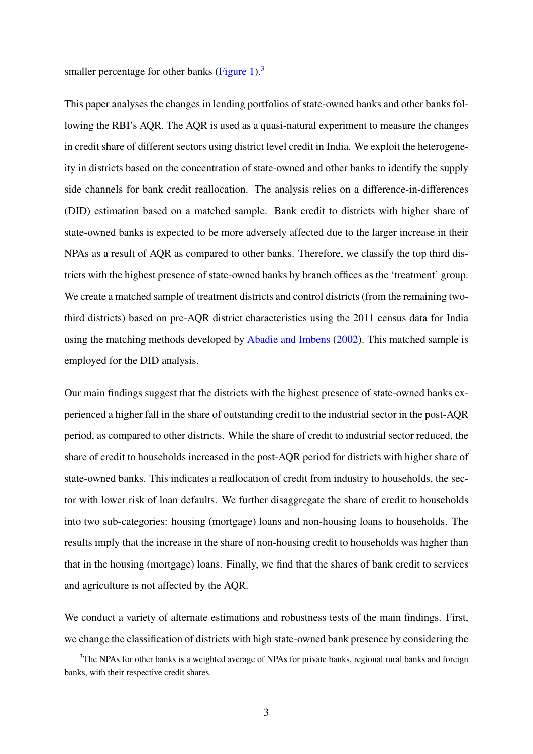smaller percentage for other banks (Figure 1).[3]

This paper analyses the changes in lending portfolios of state-owned banks and other banks following the RBI's AQR. The AQR is used as a quasi-natural experiment to measure the changes in credit share of different sectors using district level credit in India. We exploit the heterogeneity in districts based on the concentration of state-owned and other banks to identify the supply side channels for bank credit reallocation. The analysis relies on a difference-in-differences (DID) estimation based on a matched sample. Bank credit to districts with higher share of state-owned banks is expected to be more adversely affected due to the larger increase in their NPAs as a result of AQR as compared to other banks. Therefore, we classify the top third districts with the highest presence of state-owned banks by branch offices as the 'treatment' group. We create a matched sample of treatment districts and control districts (from the remaining two-third districts) based on pre-AQR district characteristics using the 2011 census data for India using the matching methods developed by Abadie and Imbens (2002). This matched sample is employed for the DID analysis.

Our main findings suggest that the districts with the highest presence of state-owned banks experienced a higher fall in the share of outstanding credit to the industrial sector in the post-AQR period, as compared to other districts. While the share of credit to industrial sector reduced, the share of credit to households increased in the post-AQR period for districts with higher share of state-owned banks. This indicates a reallocation of credit from industry to households, the sector with lower risk of loan defaults. We further disaggregate the share of credit to households into two sub-categories: housing (mortgage) loans and non-housing loans to households. The results imply that the increase in the share of non-housing credit to households was higher than that in the housing (mortgage) loans. Finally, we find that the shares of bank credit to services and agriculture is not affected by the AQR.

We conduct a variety of alternate estimations and robustness tests of the main findings. First, we change the classification of districts with high state-owned bank presence by considering the

[3] The NPAs for other banks is a weighted average of NPAs for private banks, regional rural banks and foreign banks, with their respective credit shares.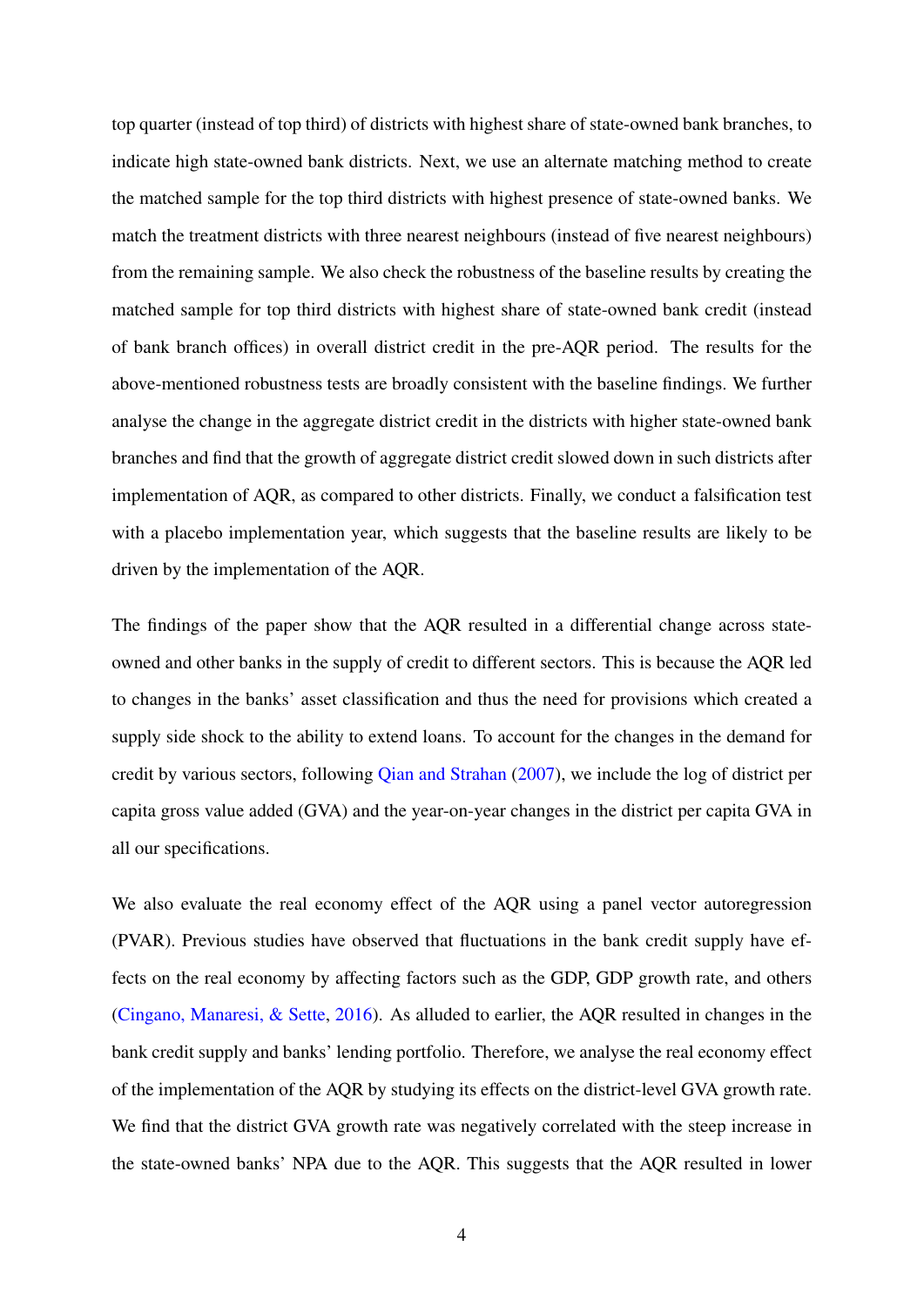top quarter (instead of top third) of districts with highest share of state-owned bank branches, to indicate high state-owned bank districts. Next, we use an alternate matching method to create the matched sample for the top third districts with highest presence of state-owned banks. We match the treatment districts with three nearest neighbours (instead of five nearest neighbours) from the remaining sample. We also check the robustness of the baseline results by creating the matched sample for top third districts with highest share of state-owned bank credit (instead of bank branch offices) in overall district credit in the pre-AQR period. The results for the above-mentioned robustness tests are broadly consistent with the baseline findings. We further analyse the change in the aggregate district credit in the districts with higher state-owned bank branches and find that the growth of aggregate district credit slowed down in such districts after implementation of AQR, as compared to other districts. Finally, we conduct a falsification test with a placebo implementation year, which suggests that the baseline results are likely to be driven by the implementation of the AQR.

The findings of the paper show that the AQR resulted in a differential change across state-owned and other banks in the supply of credit to different sectors. This is because the AQR led to changes in the banks' asset classification and thus the need for provisions which created a supply side shock to the ability to extend loans. To account for the changes in the demand for credit by various sectors, following Qian and Strahan (2007), we include the log of district per capita gross value added (GVA) and the year-on-year changes in the district per capita GVA in all our specifications.

We also evaluate the real economy effect of the AQR using a panel vector autoregression (PVAR). Previous studies have observed that fluctuations in the bank credit supply have effects on the real economy by affecting factors such as the GDP, GDP growth rate, and others (Cingano, Manaresi, & Sette, 2016). As alluded to earlier, the AQR resulted in changes in the bank credit supply and banks' lending portfolio. Therefore, we analyse the real economy effect of the implementation of the AQR by studying its effects on the district-level GVA growth rate. We find that the district GVA growth rate was negatively correlated with the steep increase in the state-owned banks' NPA due to the AQR. This suggests that the AQR resulted in lower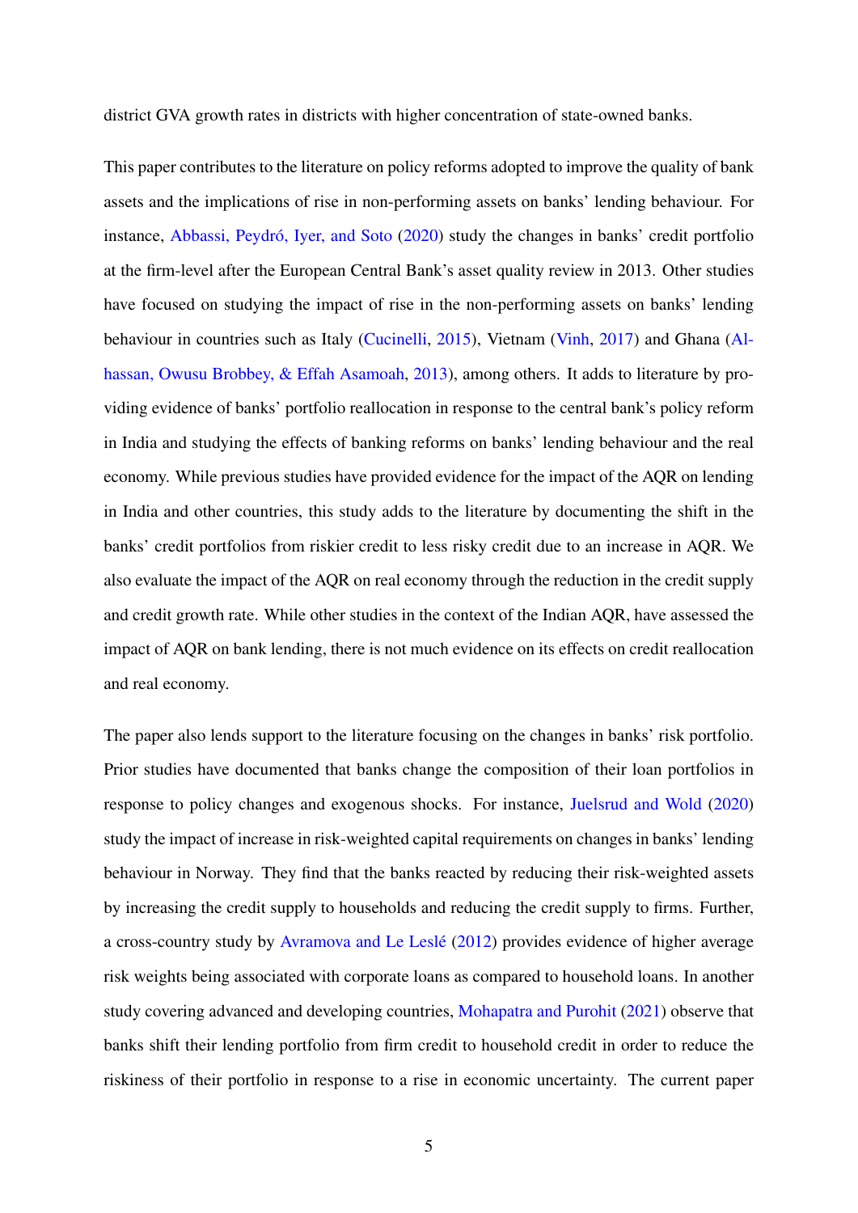district GVA growth rates in districts with higher concentration of state-owned banks.

This paper contributes to the literature on policy reforms adopted to improve the quality of bank assets and the implications of rise in non-performing assets on banks' lending behaviour. For instance, Abbassi, Peydró, Iyer, and Soto (2020) study the changes in banks' credit portfolio at the firm-level after the European Central Bank's asset quality review in 2013. Other studies have focused on studying the impact of rise in the non-performing assets on banks' lending behaviour in countries such as Italy (Cucinelli, 2015), Vietnam (Vinh, 2017) and Ghana (Alhassan, Owusu Brobbey, & Effah Asamoah, 2013), among others. It adds to literature by providing evidence of banks' portfolio reallocation in response to the central bank's policy reform in India and studying the effects of banking reforms on banks' lending behaviour and the real economy. While previous studies have provided evidence for the impact of the AQR on lending in India and other countries, this study adds to the literature by documenting the shift in the banks' credit portfolios from riskier credit to less risky credit due to an increase in AQR. We also evaluate the impact of the AQR on real economy through the reduction in the credit supply and credit growth rate. While other studies in the context of the Indian AQR, have assessed the impact of AQR on bank lending, there is not much evidence on its effects on credit reallocation and real economy.

The paper also lends support to the literature focusing on the changes in banks' risk portfolio. Prior studies have documented that banks change the composition of their loan portfolios in response to policy changes and exogenous shocks. For instance, Juelsrud and Wold (2020) study the impact of increase in risk-weighted capital requirements on changes in banks' lending behaviour in Norway. They find that the banks reacted by reducing their risk-weighted assets by increasing the credit supply to households and reducing the credit supply to firms. Further, a cross-country study by Avramova and Le Leslé (2012) provides evidence of higher average risk weights being associated with corporate loans as compared to household loans. In another study covering advanced and developing countries, Mohapatra and Purohit (2021) observe that banks shift their lending portfolio from firm credit to household credit in order to reduce the riskiness of their portfolio in response to a rise in economic uncertainty. The current paper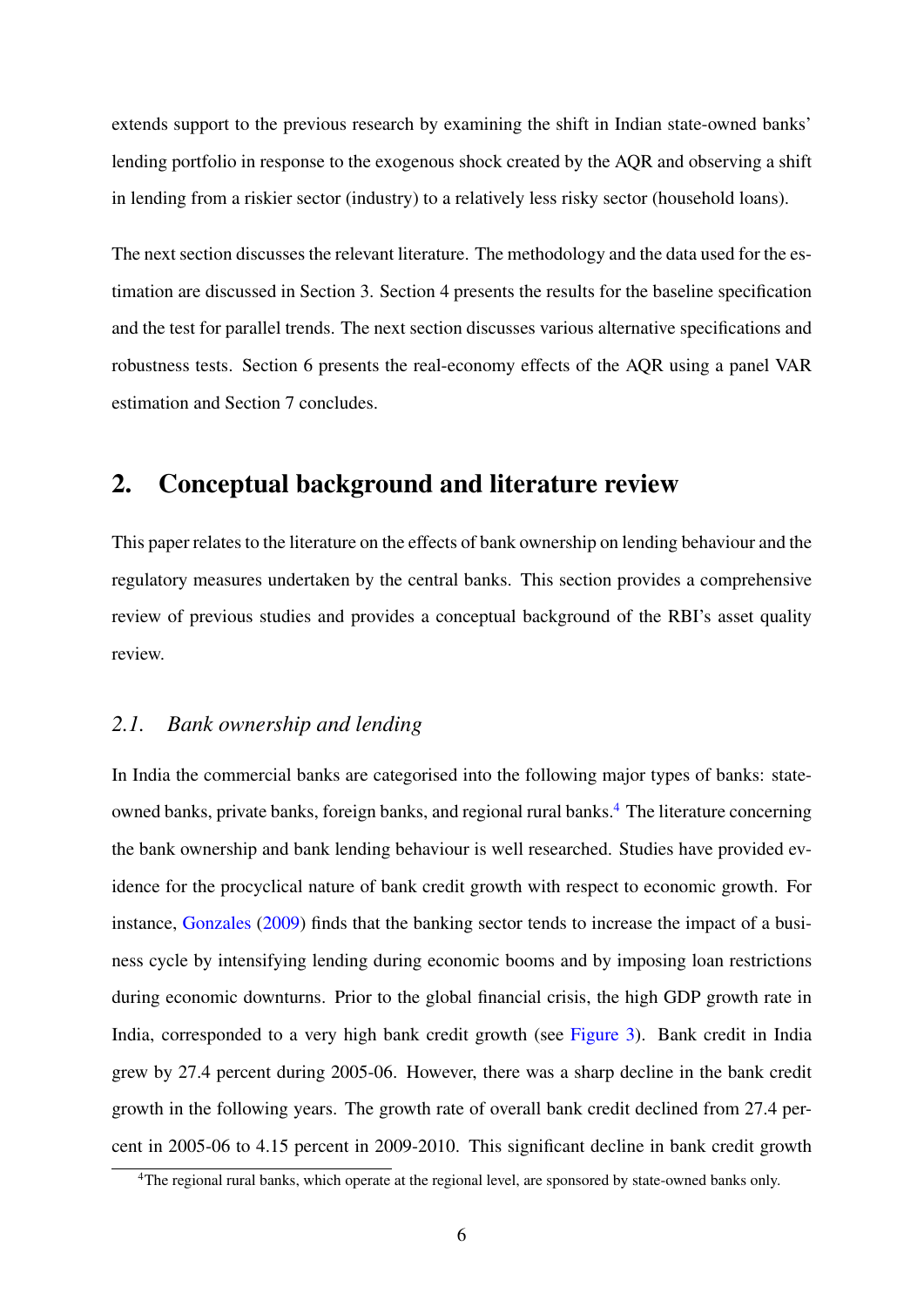extends support to the previous research by examining the shift in Indian state-owned banks' lending portfolio in response to the exogenous shock created by the AQR and observing a shift in lending from a riskier sector (industry) to a relatively less risky sector (household loans).

The next section discusses the relevant literature. The methodology and the data used for the estimation are discussed in Section 3. Section 4 presents the results for the baseline specification and the test for parallel trends. The next section discusses various alternative specifications and robustness tests. Section 6 presents the real-economy effects of the AQR using a panel VAR estimation and Section 7 concludes.

## 2. Conceptual background and literature review

This paper relates to the literature on the effects of bank ownership on lending behaviour and the regulatory measures undertaken by the central banks. This section provides a comprehensive review of previous studies and provides a conceptual background of the RBI's asset quality review.

### *2.1. Bank ownership and lending*

In India the commercial banks are categorised into the following major types of banks: state-owned banks, private banks, foreign banks, and regional rural banks.[4] The literature concerning the bank ownership and bank lending behaviour is well researched. Studies have provided evidence for the procyclical nature of bank credit growth with respect to economic growth. For instance, Gonzales (2009) finds that the banking sector tends to increase the impact of a business cycle by intensifying lending during economic booms and by imposing loan restrictions during economic downturns. Prior to the global financial crisis, the high GDP growth rate in India, corresponded to a very high bank credit growth (see Figure 3). Bank credit in India grew by 27.4 percent during 2005-06. However, there was a sharp decline in the bank credit growth in the following years. The growth rate of overall bank credit declined from 27.4 percent in 2005-06 to 4.15 percent in 2009-2010. This significant decline in bank credit growth

[4] The regional rural banks, which operate at the regional level, are sponsored by state-owned banks only.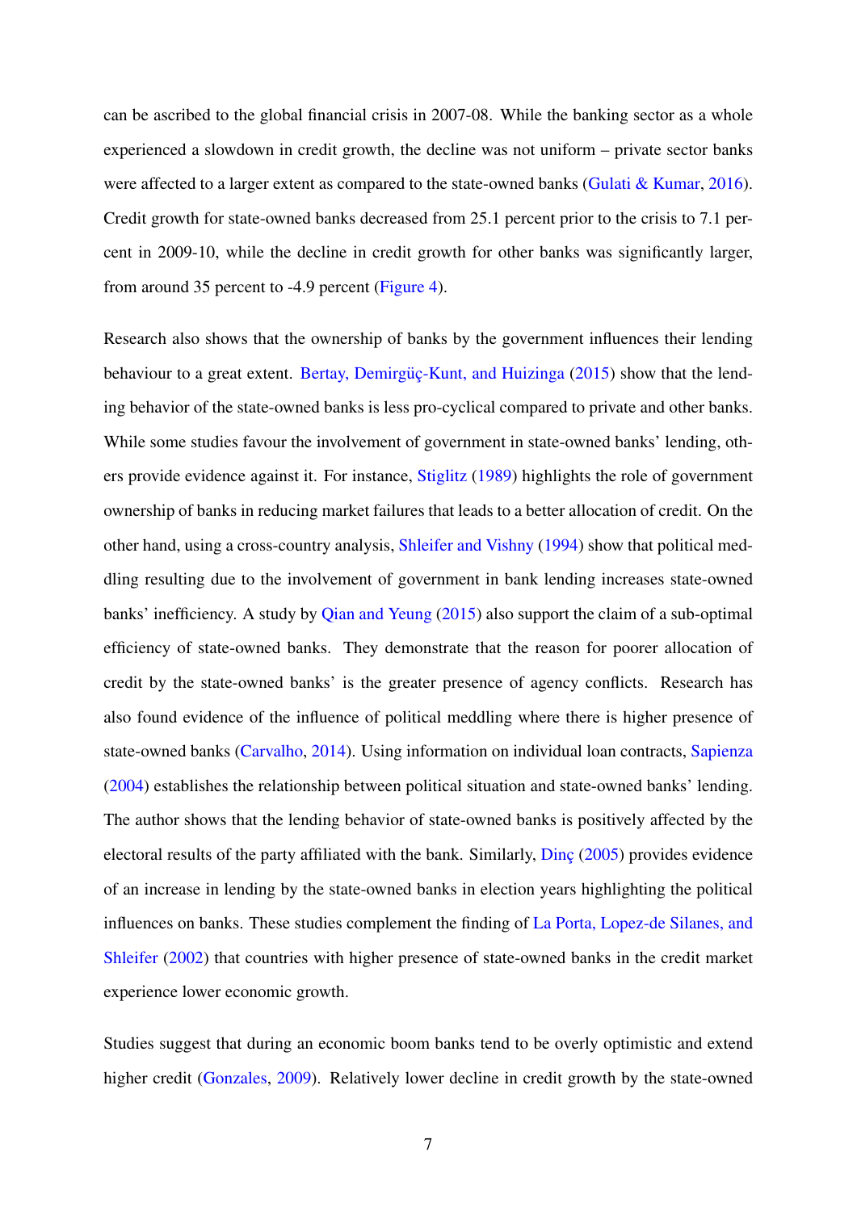can be ascribed to the global financial crisis in 2007-08. While the banking sector as a whole experienced a slowdown in credit growth, the decline was not uniform – private sector banks were affected to a larger extent as compared to the state-owned banks (Gulati & Kumar, 2016). Credit growth for state-owned banks decreased from 25.1 percent prior to the crisis to 7.1 percent in 2009-10, while the decline in credit growth for other banks was significantly larger, from around 35 percent to -4.9 percent (Figure 4).

Research also shows that the ownership of banks by the government influences their lending behaviour to a great extent. Bertay, Demirgüç-Kunt, and Huizinga (2015) show that the lending behavior of the state-owned banks is less pro-cyclical compared to private and other banks. While some studies favour the involvement of government in state-owned banks' lending, others provide evidence against it. For instance, Stiglitz (1989) highlights the role of government ownership of banks in reducing market failures that leads to a better allocation of credit. On the other hand, using a cross-country analysis, Shleifer and Vishny (1994) show that political meddling resulting due to the involvement of government in bank lending increases state-owned banks' inefficiency. A study by Qian and Yeung (2015) also support the claim of a sub-optimal efficiency of state-owned banks. They demonstrate that the reason for poorer allocation of credit by the state-owned banks' is the greater presence of agency conflicts. Research has also found evidence of the influence of political meddling where there is higher presence of state-owned banks (Carvalho, 2014). Using information on individual loan contracts, Sapienza (2004) establishes the relationship between political situation and state-owned banks' lending. The author shows that the lending behavior of state-owned banks is positively affected by the electoral results of the party affiliated with the bank. Similarly, Dinç (2005) provides evidence of an increase in lending by the state-owned banks in election years highlighting the political influences on banks. These studies complement the finding of La Porta, Lopez-de Silanes, and Shleifer (2002) that countries with higher presence of state-owned banks in the credit market experience lower economic growth.

Studies suggest that during an economic boom banks tend to be overly optimistic and extend higher credit (Gonzales, 2009). Relatively lower decline in credit growth by the state-owned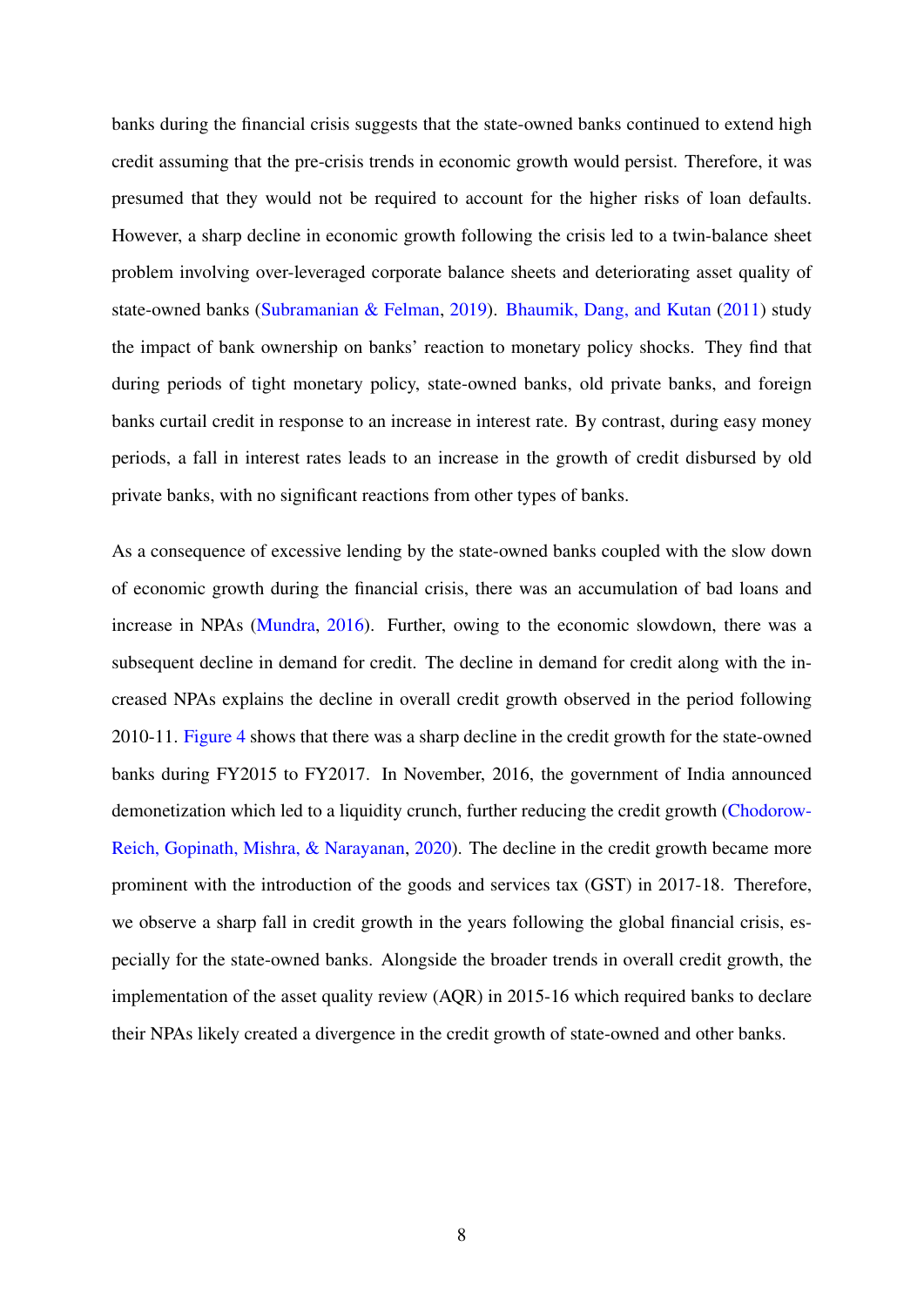banks during the financial crisis suggests that the state-owned banks continued to extend high credit assuming that the pre-crisis trends in economic growth would persist. Therefore, it was presumed that they would not be required to account for the higher risks of loan defaults. However, a sharp decline in economic growth following the crisis led to a twin-balance sheet problem involving over-leveraged corporate balance sheets and deteriorating asset quality of state-owned banks (Subramanian & Felman, 2019). Bhaumik, Dang, and Kutan (2011) study the impact of bank ownership on banks' reaction to monetary policy shocks. They find that during periods of tight monetary policy, state-owned banks, old private banks, and foreign banks curtail credit in response to an increase in interest rate. By contrast, during easy money periods, a fall in interest rates leads to an increase in the growth of credit disbursed by old private banks, with no significant reactions from other types of banks.

As a consequence of excessive lending by the state-owned banks coupled with the slow down of economic growth during the financial crisis, there was an accumulation of bad loans and increase in NPAs (Mundra, 2016). Further, owing to the economic slowdown, there was a subsequent decline in demand for credit. The decline in demand for credit along with the increased NPAs explains the decline in overall credit growth observed in the period following 2010-11. Figure 4 shows that there was a sharp decline in the credit growth for the state-owned banks during FY2015 to FY2017. In November, 2016, the government of India announced demonetization which led to a liquidity crunch, further reducing the credit growth (Chodorow-Reich, Gopinath, Mishra, & Narayanan, 2020). The decline in the credit growth became more prominent with the introduction of the goods and services tax (GST) in 2017-18. Therefore, we observe a sharp fall in credit growth in the years following the global financial crisis, especially for the state-owned banks. Alongside the broader trends in overall credit growth, the implementation of the asset quality review (AQR) in 2015-16 which required banks to declare their NPAs likely created a divergence in the credit growth of state-owned and other banks.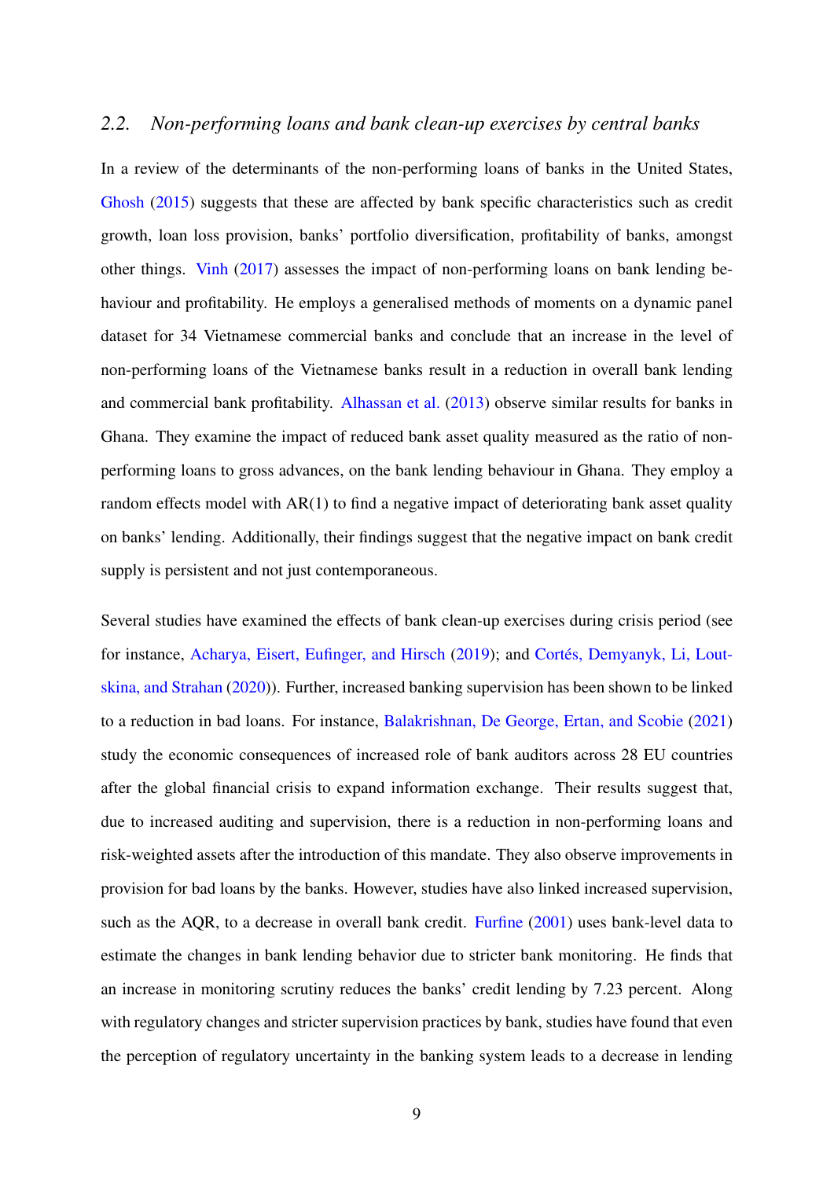### 2.2. *Non-performing loans and bank clean-up exercises by central banks*

In a review of the determinants of the non-performing loans of banks in the United States, Ghosh (2015) suggests that these are affected by bank specific characteristics such as credit growth, loan loss provision, banks' portfolio diversification, profitability of banks, amongst other things. Vinh (2017) assesses the impact of non-performing loans on bank lending behaviour and profitability. He employs a generalised methods of moments on a dynamic panel dataset for 34 Vietnamese commercial banks and conclude that an increase in the level of non-performing loans of the Vietnamese banks result in a reduction in overall bank lending and commercial bank profitability. Alhassan et al. (2013) observe similar results for banks in Ghana. They examine the impact of reduced bank asset quality measured as the ratio of non-performing loans to gross advances, on the bank lending behaviour in Ghana. They employ a random effects model with AR(1) to find a negative impact of deteriorating bank asset quality on banks' lending. Additionally, their findings suggest that the negative impact on bank credit supply is persistent and not just contemporaneous.

Several studies have examined the effects of bank clean-up exercises during crisis period (see for instance, Acharya, Eisert, Eufinger, and Hirsch (2019); and Cortés, Demyanyk, Li, Loutskina, and Strahan (2020)). Further, increased banking supervision has been shown to be linked to a reduction in bad loans. For instance, Balakrishnan, De George, Ertan, and Scobie (2021) study the economic consequences of increased role of bank auditors across 28 EU countries after the global financial crisis to expand information exchange. Their results suggest that, due to increased auditing and supervision, there is a reduction in non-performing loans and risk-weighted assets after the introduction of this mandate. They also observe improvements in provision for bad loans by the banks. However, studies have also linked increased supervision, such as the AQR, to a decrease in overall bank credit. Furfine (2001) uses bank-level data to estimate the changes in bank lending behavior due to stricter bank monitoring. He finds that an increase in monitoring scrutiny reduces the banks' credit lending by 7.23 percent. Along with regulatory changes and stricter supervision practices by bank, studies have found that even the perception of regulatory uncertainty in the banking system leads to a decrease in lending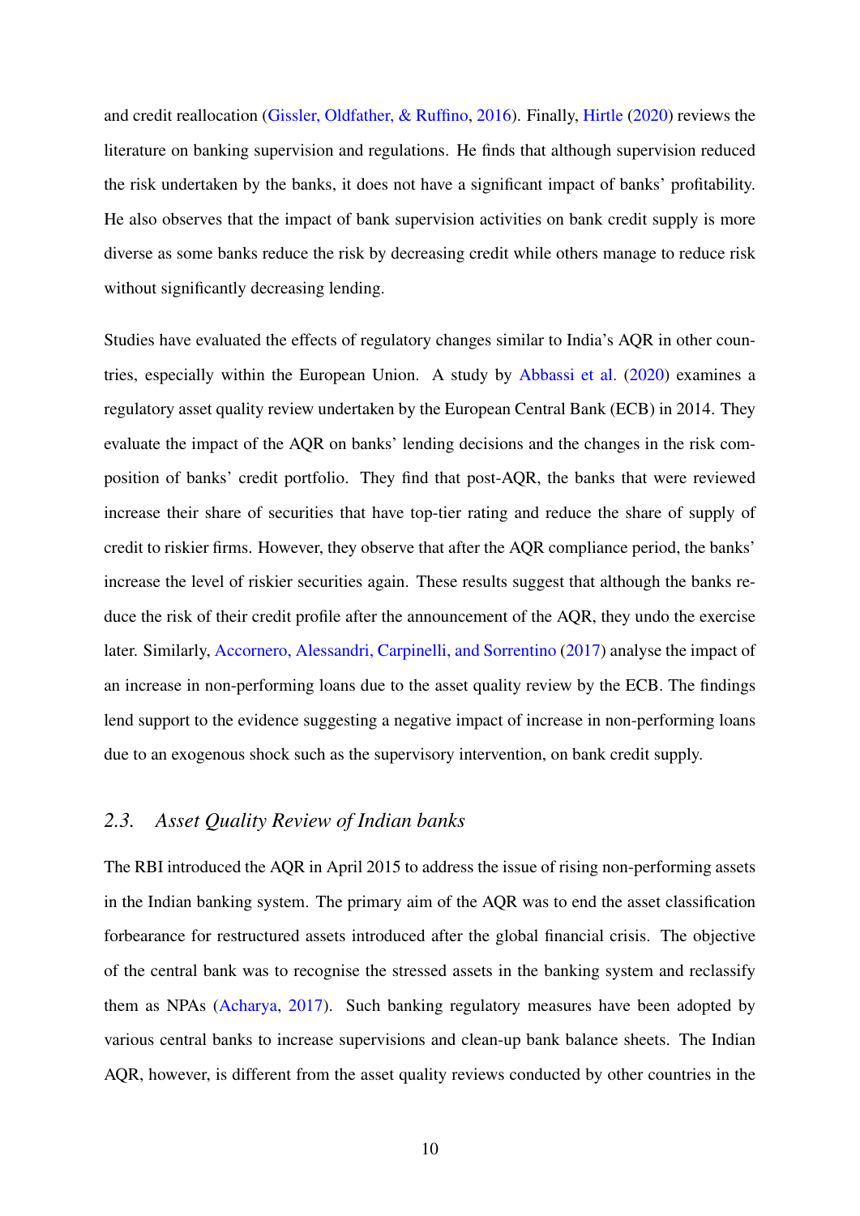and credit reallocation (Gissler, Oldfather, & Ruffino, 2016). Finally, Hirtle (2020) reviews the literature on banking supervision and regulations. He finds that although supervision reduced the risk undertaken by the banks, it does not have a significant impact of banks' profitability. He also observes that the impact of bank supervision activities on bank credit supply is more diverse as some banks reduce the risk by decreasing credit while others manage to reduce risk without significantly decreasing lending.

Studies have evaluated the effects of regulatory changes similar to India's AQR in other countries, especially within the European Union. A study by Abbassi et al. (2020) examines a regulatory asset quality review undertaken by the European Central Bank (ECB) in 2014. They evaluate the impact of the AQR on banks' lending decisions and the changes in the risk composition of banks' credit portfolio. They find that post-AQR, the banks that were reviewed increase their share of securities that have top-tier rating and reduce the share of supply of credit to riskier firms. However, they observe that after the AQR compliance period, the banks' increase the level of riskier securities again. These results suggest that although the banks reduce the risk of their credit profile after the announcement of the AQR, they undo the exercise later. Similarly, Accornero, Alessandri, Carpinelli, and Sorrentino (2017) analyse the impact of an increase in non-performing loans due to the asset quality review by the ECB. The findings lend support to the evidence suggesting a negative impact of increase in non-performing loans due to an exogenous shock such as the supervisory intervention, on bank credit supply.

### *2.3. Asset Quality Review of Indian banks*

The RBI introduced the AQR in April 2015 to address the issue of rising non-performing assets in the Indian banking system. The primary aim of the AQR was to end the asset classification forbearance for restructured assets introduced after the global financial crisis. The objective of the central bank was to recognise the stressed assets in the banking system and reclassify them as NPAs (Acharya, 2017). Such banking regulatory measures have been adopted by various central banks to increase supervisions and clean-up bank balance sheets. The Indian AQR, however, is different from the asset quality reviews conducted by other countries in the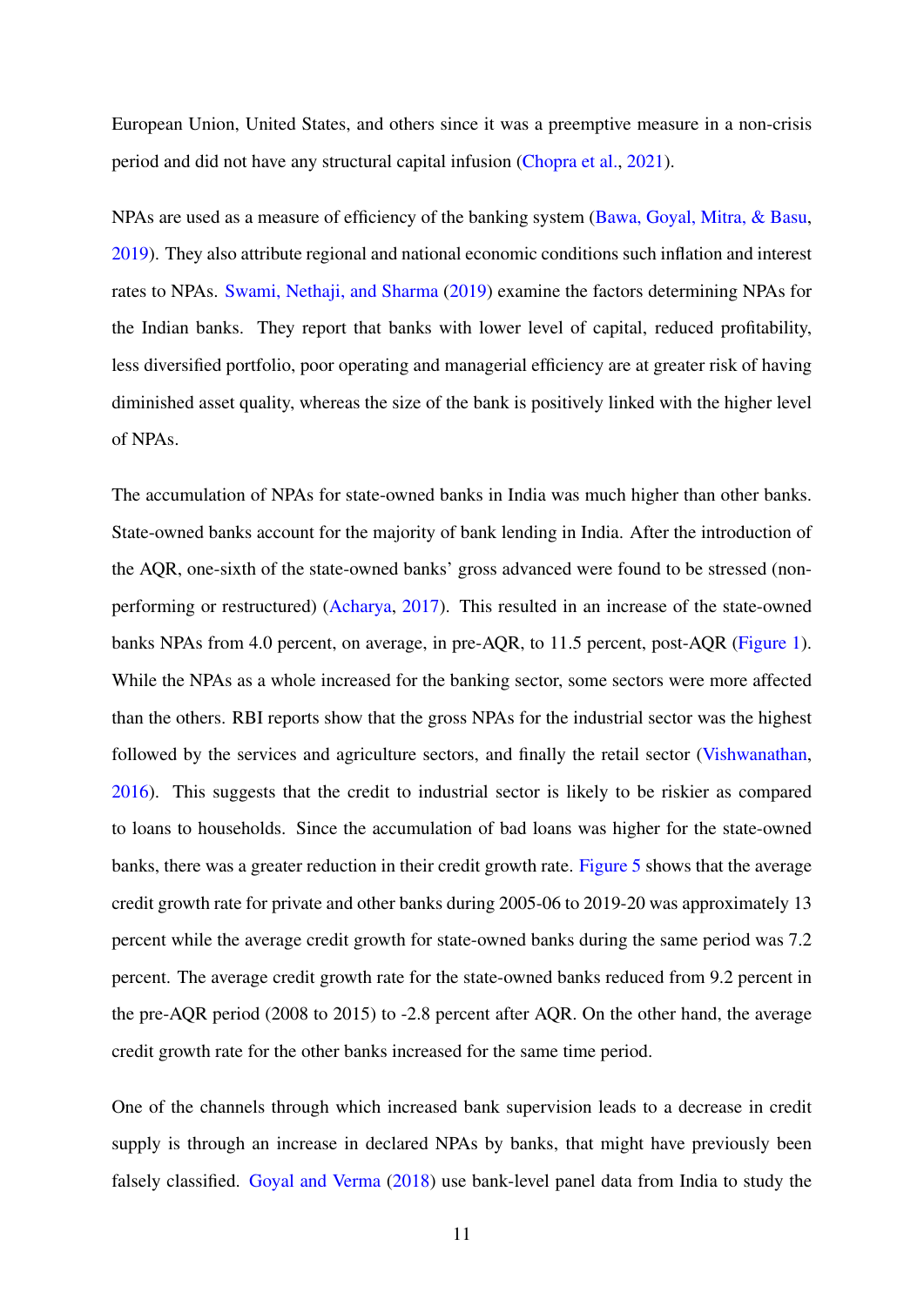European Union, United States, and others since it was a preemptive measure in a non-crisis period and did not have any structural capital infusion (Chopra et al., 2021).

NPAs are used as a measure of efficiency of the banking system (Bawa, Goyal, Mitra, & Basu, 2019). They also attribute regional and national economic conditions such inflation and interest rates to NPAs. Swami, Nethaji, and Sharma (2019) examine the factors determining NPAs for the Indian banks. They report that banks with lower level of capital, reduced profitability, less diversified portfolio, poor operating and managerial efficiency are at greater risk of having diminished asset quality, whereas the size of the bank is positively linked with the higher level of NPAs.

The accumulation of NPAs for state-owned banks in India was much higher than other banks. State-owned banks account for the majority of bank lending in India. After the introduction of the AQR, one-sixth of the state-owned banks' gross advanced were found to be stressed (non-performing or restructured) (Acharya, 2017). This resulted in an increase of the state-owned banks NPAs from 4.0 percent, on average, in pre-AQR, to 11.5 percent, post-AQR (Figure 1). While the NPAs as a whole increased for the banking sector, some sectors were more affected than the others. RBI reports show that the gross NPAs for the industrial sector was the highest followed by the services and agriculture sectors, and finally the retail sector (Vishwanathan, 2016). This suggests that the credit to industrial sector is likely to be riskier as compared to loans to households. Since the accumulation of bad loans was higher for the state-owned banks, there was a greater reduction in their credit growth rate. Figure 5 shows that the average credit growth rate for private and other banks during 2005-06 to 2019-20 was approximately 13 percent while the average credit growth for state-owned banks during the same period was 7.2 percent. The average credit growth rate for the state-owned banks reduced from 9.2 percent in the pre-AQR period (2008 to 2015) to -2.8 percent after AQR. On the other hand, the average credit growth rate for the other banks increased for the same time period.

One of the channels through which increased bank supervision leads to a decrease in credit supply is through an increase in declared NPAs by banks, that might have previously been falsely classified. Goyal and Verma (2018) use bank-level panel data from India to study the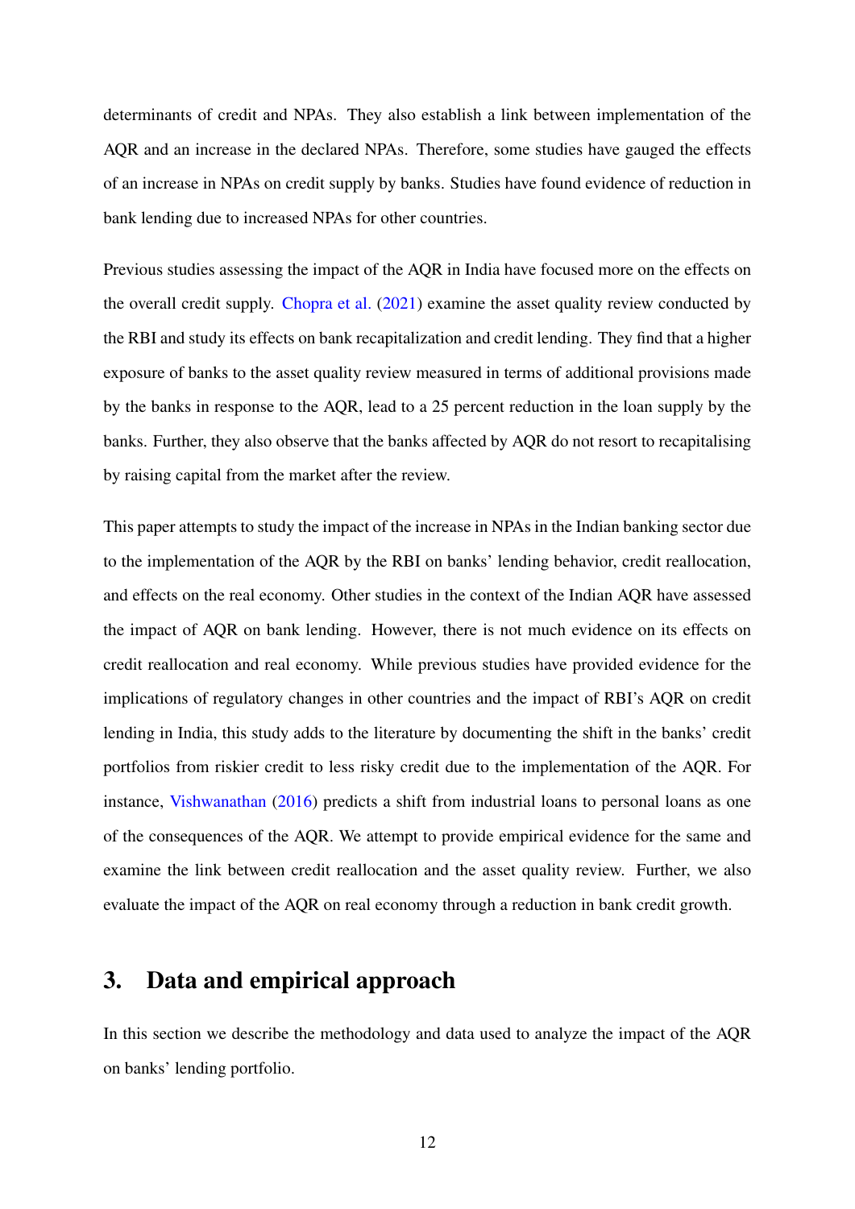determinants of credit and NPAs. They also establish a link between implementation of the AQR and an increase in the declared NPAs. Therefore, some studies have gauged the effects of an increase in NPAs on credit supply by banks. Studies have found evidence of reduction in bank lending due to increased NPAs for other countries.

Previous studies assessing the impact of the AQR in India have focused more on the effects on the overall credit supply. Chopra et al. (2021) examine the asset quality review conducted by the RBI and study its effects on bank recapitalization and credit lending. They find that a higher exposure of banks to the asset quality review measured in terms of additional provisions made by the banks in response to the AQR, lead to a 25 percent reduction in the loan supply by the banks. Further, they also observe that the banks affected by AQR do not resort to recapitalising by raising capital from the market after the review.

This paper attempts to study the impact of the increase in NPAs in the Indian banking sector due to the implementation of the AQR by the RBI on banks' lending behavior, credit reallocation, and effects on the real economy. Other studies in the context of the Indian AQR have assessed the impact of AQR on bank lending. However, there is not much evidence on its effects on credit reallocation and real economy. While previous studies have provided evidence for the implications of regulatory changes in other countries and the impact of RBI's AQR on credit lending in India, this study adds to the literature by documenting the shift in the banks' credit portfolios from riskier credit to less risky credit due to the implementation of the AQR. For instance, Vishwanathan (2016) predicts a shift from industrial loans to personal loans as one of the consequences of the AQR. We attempt to provide empirical evidence for the same and examine the link between credit reallocation and the asset quality review. Further, we also evaluate the impact of the AQR on real economy through a reduction in bank credit growth.

## 3. Data and empirical approach

In this section we describe the methodology and data used to analyze the impact of the AQR on banks' lending portfolio.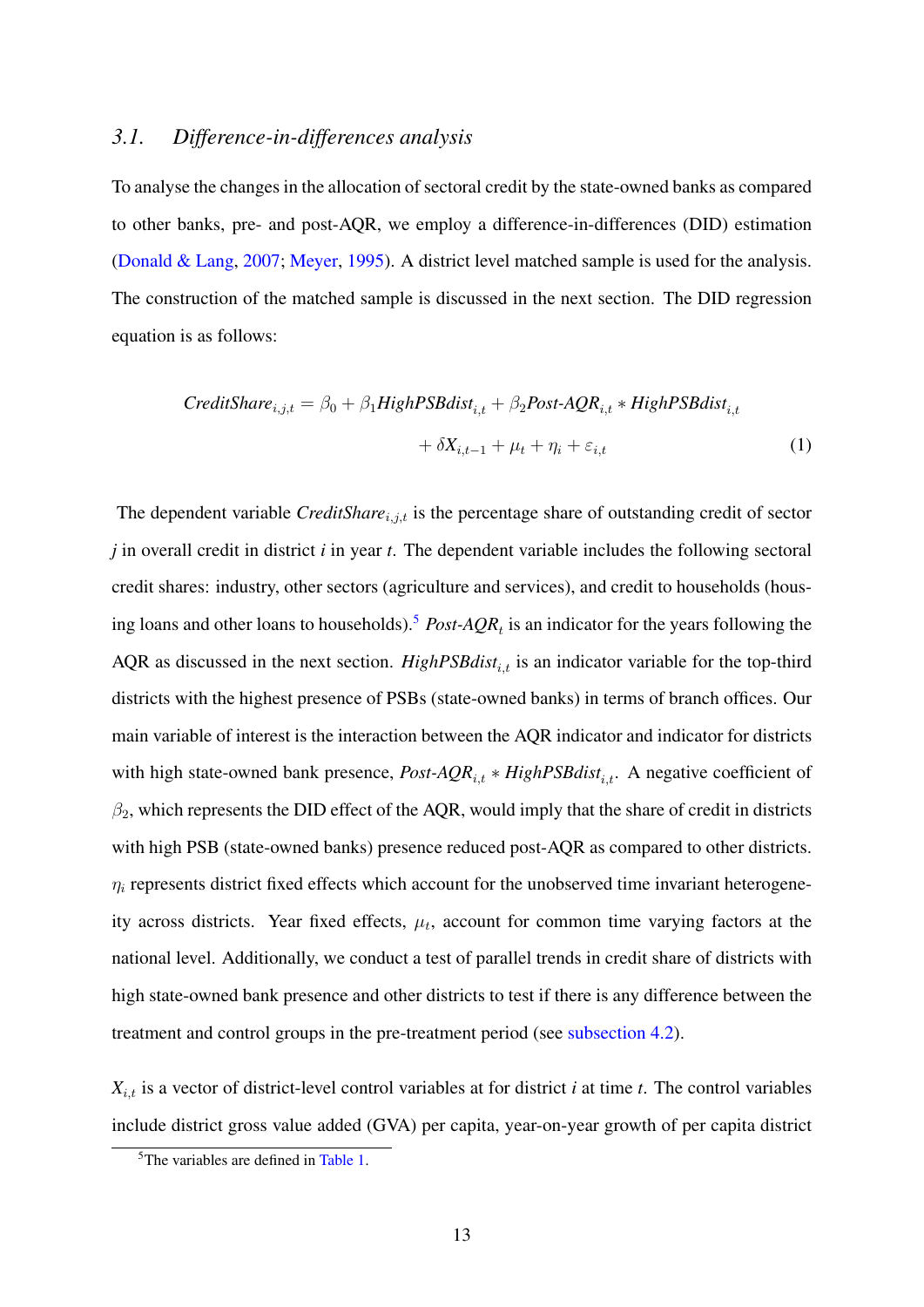### 3.1. Difference-in-differences analysis

To analyse the changes in the allocation of sectoral credit by the state-owned banks as compared to other banks, pre- and post-AQR, we employ a difference-in-differences (DID) estimation (Donald & Lang, 2007; Meyer, 1995). A district level matched sample is used for the analysis. The construction of the matched sample is discussed in the next section. The DID regression equation is as follows:

$$
\begin{aligned}
\textit{CreditShare}_{i,j,t} = \beta_0 + \beta_1 \textit{HighPSBdist}_{i,t} + \beta_2 \textit{Post-AQR}_{i,t} * \textit{HighPSBdist}_{i,t} \\
+ \delta X_{i,t-1} + \mu_t + \eta_i + \varepsilon_{i,t} \qquad (1)
\end{aligned}
$$

The dependent variable $\textit{CreditShare}_{i,j,t}$ is the percentage share of outstanding credit of sector *j* in overall credit in district *i* in year *t*. The dependent variable includes the following sectoral credit shares: industry, other sectors (agriculture and services), and credit to households (housing loans and other loans to households).[5] $\textit{Post-AQR}_t$ is an indicator for the years following the AQR as discussed in the next section. $\textit{HighPSBdist}_{i,t}$ is an indicator variable for the top-third districts with the highest presence of PSBs (state-owned banks) in terms of branch offices. Our main variable of interest is the interaction between the AQR indicator and indicator for districts with high state-owned bank presence, $\textit{Post-AQR}_{i,t} * \textit{HighPSBdist}_{i,t}$. A negative coefficient of $\beta_2$, which represents the DID effect of the AQR, would imply that the share of credit in districts with high PSB (state-owned banks) presence reduced post-AQR as compared to other districts. $\eta_i$ represents district fixed effects which account for the unobserved time invariant heterogeneity across districts. Year fixed effects, $\mu_t$, account for common time varying factors at the national level. Additionally, we conduct a test of parallel trends in credit share of districts with high state-owned bank presence and other districts to test if there is any difference between the treatment and control groups in the pre-treatment period (see subsection 4.2).

$X_{i,t}$ is a vector of district-level control variables at for district *i* at time *t*. The control variables include district gross value added (GVA) per capita, year-on-year growth of per capita district

[5] The variables are defined in Table 1.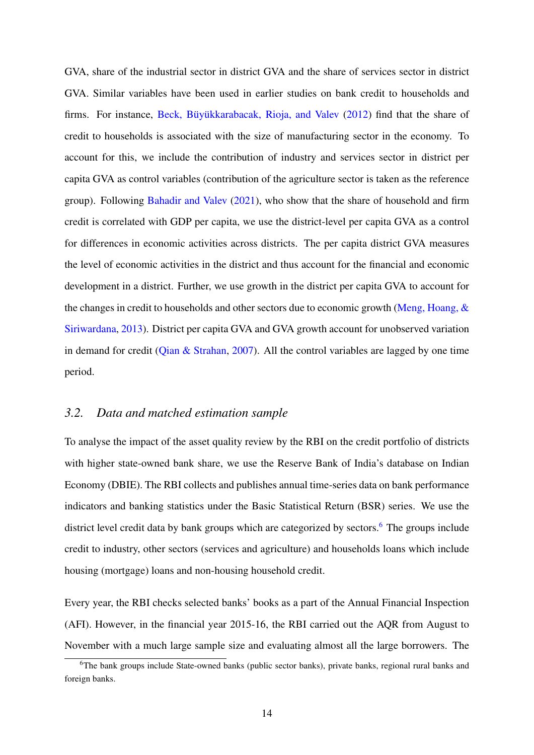GVA, share of the industrial sector in district GVA and the share of services sector in district GVA. Similar variables have been used in earlier studies on bank credit to households and firms. For instance, Beck, Büyükkarabacak, Rioja, and Valev (2012) find that the share of credit to households is associated with the size of manufacturing sector in the economy. To account for this, we include the contribution of industry and services sector in district per capita GVA as control variables (contribution of the agriculture sector is taken as the reference group). Following Bahadir and Valev (2021), who show that the share of household and firm credit is correlated with GDP per capita, we use the district-level per capita GVA as a control for differences in economic activities across districts. The per capita district GVA measures the level of economic activities in the district and thus account for the financial and economic development in a district. Further, we use growth in the district per capita GVA to account for the changes in credit to households and other sectors due to economic growth (Meng, Hoang, & Siriwardana, 2013). District per capita GVA and GVA growth account for unobserved variation in demand for credit (Qian & Strahan, 2007). All the control variables are lagged by one time period.

## *3.2. Data and matched estimation sample*

To analyse the impact of the asset quality review by the RBI on the credit portfolio of districts with higher state-owned bank share, we use the Reserve Bank of India's database on Indian Economy (DBIE). The RBI collects and publishes annual time-series data on bank performance indicators and banking statistics under the Basic Statistical Return (BSR) series. We use the district level credit data by bank groups which are categorized by sectors.[6] The groups include credit to industry, other sectors (services and agriculture) and households loans which include housing (mortgage) loans and non-housing household credit.

Every year, the RBI checks selected banks' books as a part of the Annual Financial Inspection (AFI). However, in the financial year 2015-16, the RBI carried out the AQR from August to November with a much large sample size and evaluating almost all the large borrowers. The

[6] The bank groups include State-owned banks (public sector banks), private banks, regional rural banks and foreign banks.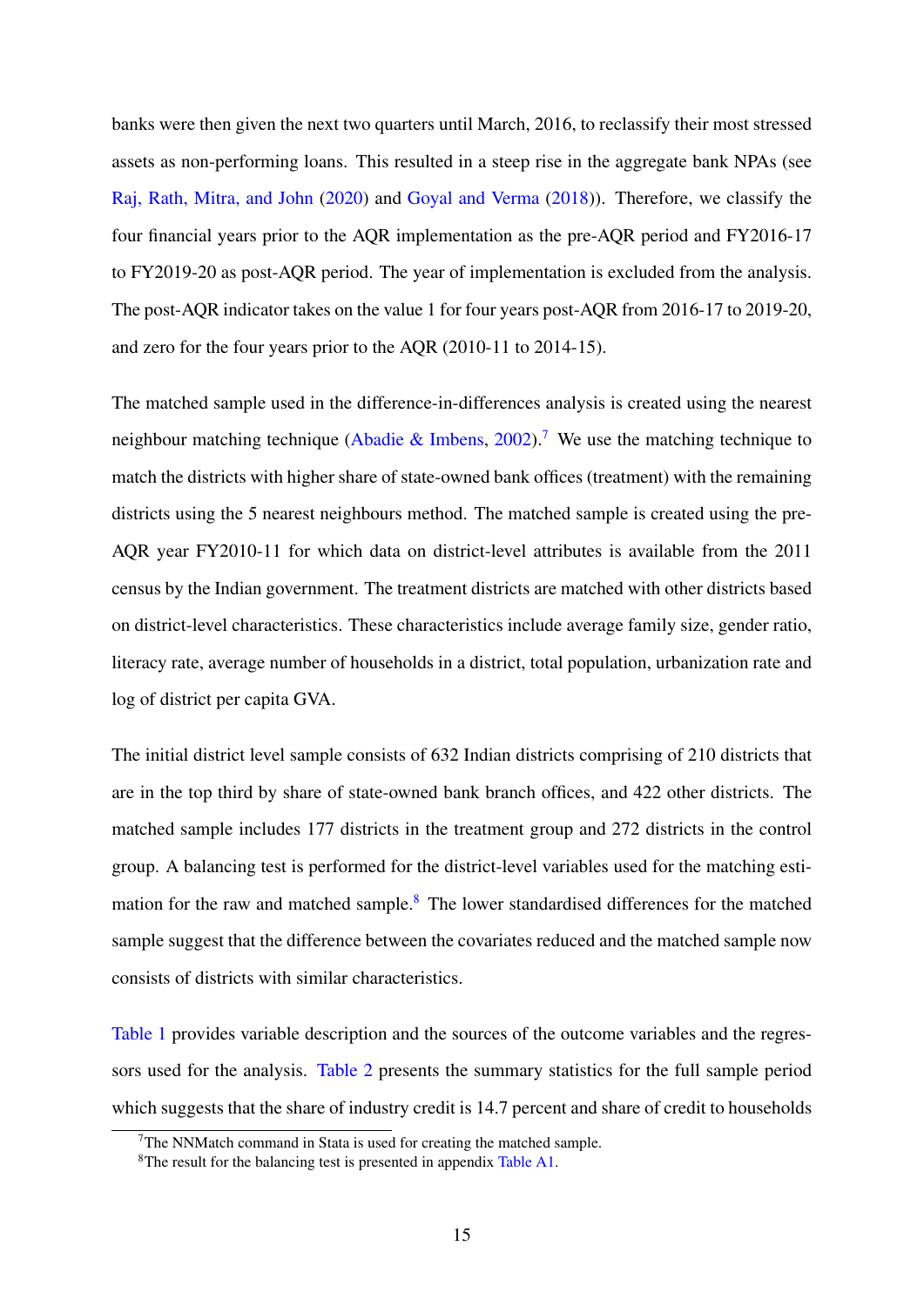banks were then given the next two quarters until March, 2016, to reclassify their most stressed assets as non-performing loans. This resulted in a steep rise in the aggregate bank NPAs (see Raj, Rath, Mitra, and John (2020) and Goyal and Verma (2018)). Therefore, we classify the four financial years prior to the AQR implementation as the pre-AQR period and FY2016-17 to FY2019-20 as post-AQR period. The year of implementation is excluded from the analysis. The post-AQR indicator takes on the value 1 for four years post-AQR from 2016-17 to 2019-20, and zero for the four years prior to the AQR (2010-11 to 2014-15).

The matched sample used in the difference-in-differences analysis is created using the nearest neighbour matching technique (Abadie & Imbens, 2002).[7] We use the matching technique to match the districts with higher share of state-owned bank offices (treatment) with the remaining districts using the 5 nearest neighbours method. The matched sample is created using the pre-AQR year FY2010-11 for which data on district-level attributes is available from the 2011 census by the Indian government. The treatment districts are matched with other districts based on district-level characteristics. These characteristics include average family size, gender ratio, literacy rate, average number of households in a district, total population, urbanization rate and log of district per capita GVA.

The initial district level sample consists of 632 Indian districts comprising of 210 districts that are in the top third by share of state-owned bank branch offices, and 422 other districts. The matched sample includes 177 districts in the treatment group and 272 districts in the control group. A balancing test is performed for the district-level variables used for the matching estimation for the raw and matched sample.[8] The lower standardised differences for the matched sample suggest that the difference between the covariates reduced and the matched sample now consists of districts with similar characteristics.

Table 1 provides variable description and the sources of the outcome variables and the regressors used for the analysis. Table 2 presents the summary statistics for the full sample period which suggests that the share of industry credit is 14.7 percent and share of credit to households

[7] The NNMatch command in Stata is used for creating the matched sample.

[8] The result for the balancing test is presented in appendix Table A1.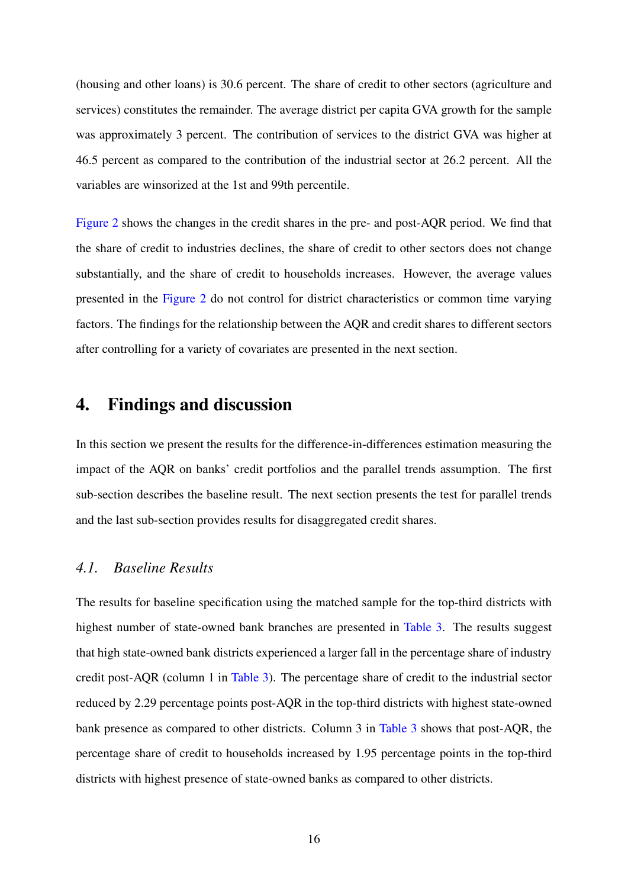(housing and other loans) is 30.6 percent. The share of credit to other sectors (agriculture and services) constitutes the remainder. The average district per capita GVA growth for the sample was approximately 3 percent. The contribution of services to the district GVA was higher at 46.5 percent as compared to the contribution of the industrial sector at 26.2 percent. All the variables are winsorized at the 1st and 99th percentile.

Figure 2 shows the changes in the credit shares in the pre- and post-AQR period. We find that the share of credit to industries declines, the share of credit to other sectors does not change substantially, and the share of credit to households increases. However, the average values presented in the Figure 2 do not control for district characteristics or common time varying factors. The findings for the relationship between the AQR and credit shares to different sectors after controlling for a variety of covariates are presented in the next section.

## 4. Findings and discussion

In this section we present the results for the difference-in-differences estimation measuring the impact of the AQR on banks' credit portfolios and the parallel trends assumption. The first sub-section describes the baseline result. The next section presents the test for parallel trends and the last sub-section provides results for disaggregated credit shares.

### *4.1. Baseline Results*

The results for baseline specification using the matched sample for the top-third districts with highest number of state-owned bank branches are presented in Table 3. The results suggest that high state-owned bank districts experienced a larger fall in the percentage share of industry credit post-AQR (column 1 in Table 3). The percentage share of credit to the industrial sector reduced by 2.29 percentage points post-AQR in the top-third districts with highest state-owned bank presence as compared to other districts. Column 3 in Table 3 shows that post-AQR, the percentage share of credit to households increased by 1.95 percentage points in the top-third districts with highest presence of state-owned banks as compared to other districts.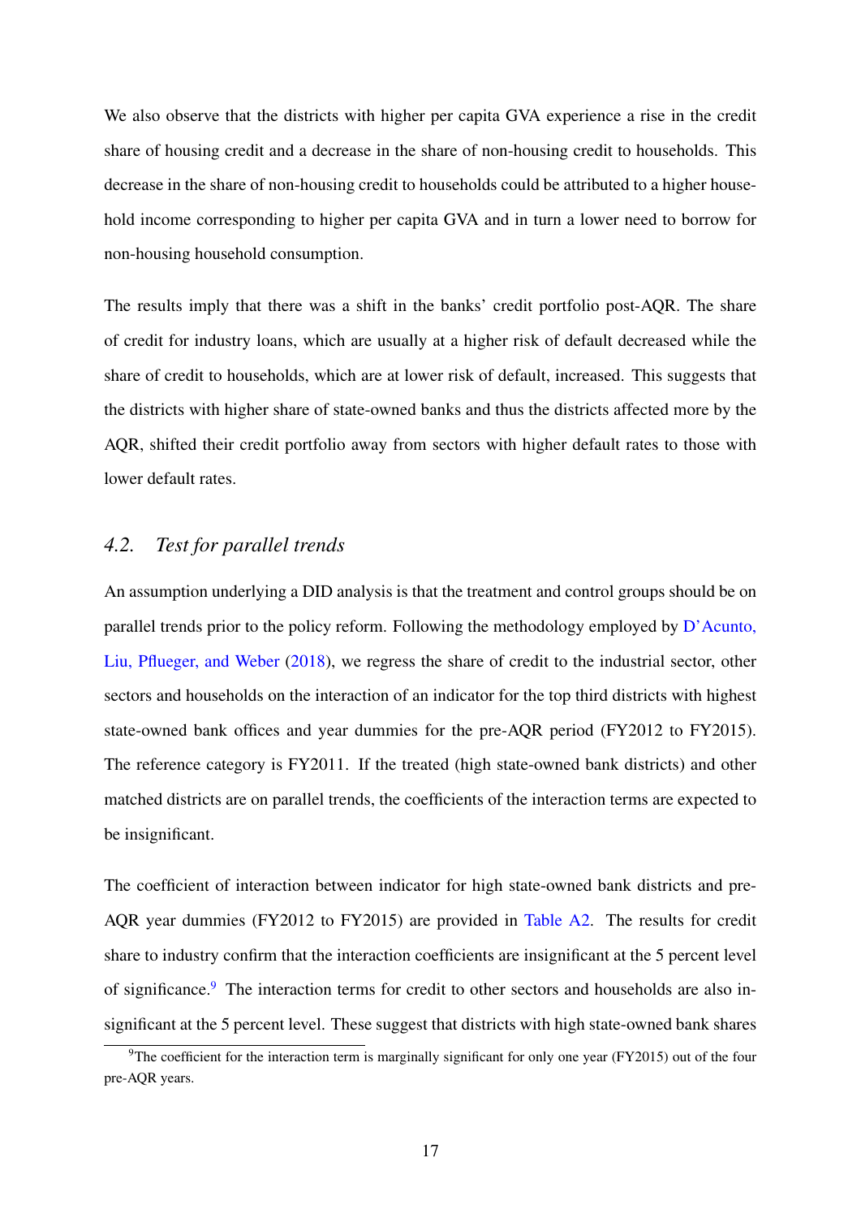We also observe that the districts with higher per capita GVA experience a rise in the credit share of housing credit and a decrease in the share of non-housing credit to households. This decrease in the share of non-housing credit to households could be attributed to a higher household income corresponding to higher per capita GVA and in turn a lower need to borrow for non-housing household consumption.

The results imply that there was a shift in the banks' credit portfolio post-AQR. The share of credit for industry loans, which are usually at a higher risk of default decreased while the share of credit to households, which are at lower risk of default, increased. This suggests that the districts with higher share of state-owned banks and thus the districts affected more by the AQR, shifted their credit portfolio away from sectors with higher default rates to those with lower default rates.

## 4.2. *Test for parallel trends*

An assumption underlying a DID analysis is that the treatment and control groups should be on parallel trends prior to the policy reform. Following the methodology employed by D'Acunto, Liu, Pflueger, and Weber (2018), we regress the share of credit to the industrial sector, other sectors and households on the interaction of an indicator for the top third districts with highest state-owned bank offices and year dummies for the pre-AQR period (FY2012 to FY2015). The reference category is FY2011. If the treated (high state-owned bank districts) and other matched districts are on parallel trends, the coefficients of the interaction terms are expected to be insignificant.

The coefficient of interaction between indicator for high state-owned bank districts and pre-AQR year dummies (FY2012 to FY2015) are provided in Table A2. The results for credit share to industry confirm that the interaction coefficients are insignificant at the 5 percent level of significance.[9] The interaction terms for credit to other sectors and households are also insignificant at the 5 percent level. These suggest that districts with high state-owned bank shares

[9] The coefficient for the interaction term is marginally significant for only one year (FY2015) out of the four pre-AQR years.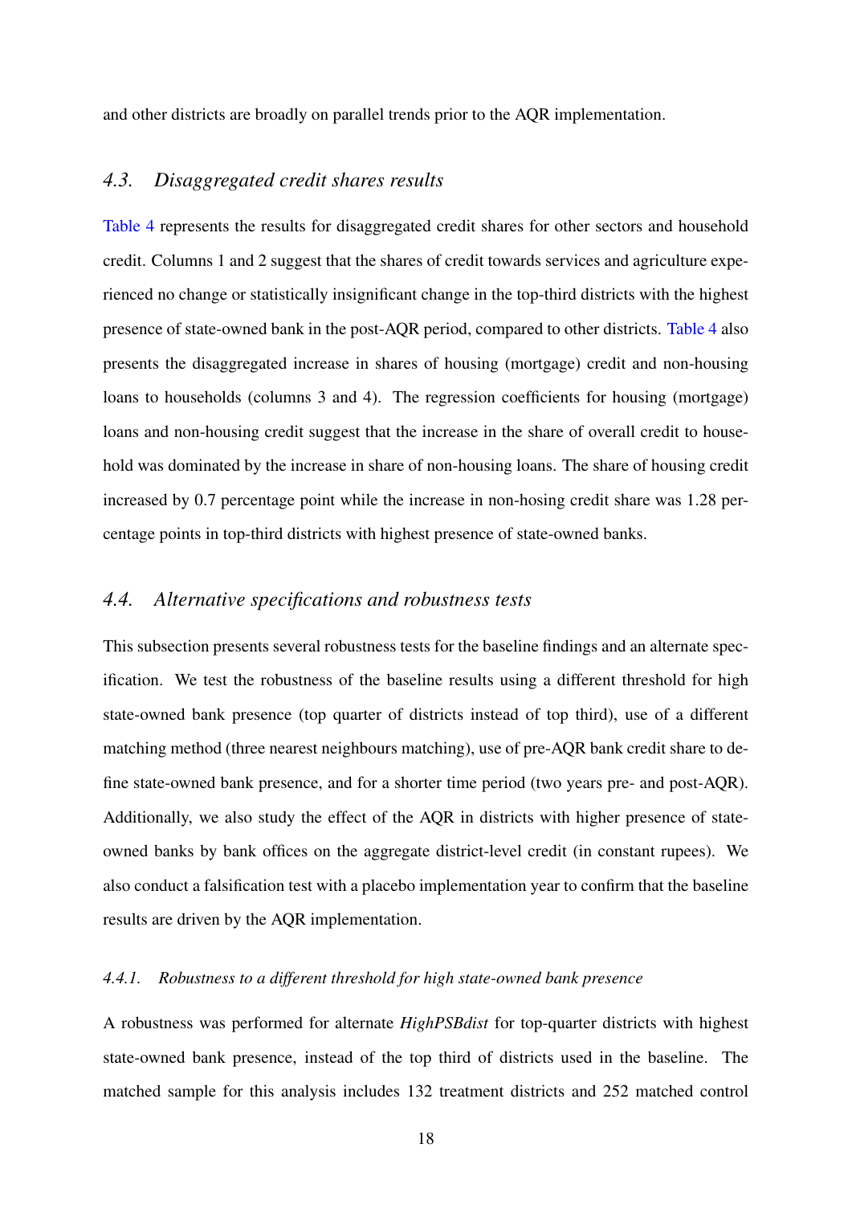and other districts are broadly on parallel trends prior to the AQR implementation.

### *4.3. Disaggregated credit shares results*

Table 4 represents the results for disaggregated credit shares for other sectors and household credit. Columns 1 and 2 suggest that the shares of credit towards services and agriculture experienced no change or statistically insignificant change in the top-third districts with the highest presence of state-owned bank in the post-AQR period, compared to other districts. Table 4 also presents the disaggregated increase in shares of housing (mortgage) credit and non-housing loans to households (columns 3 and 4). The regression coefficients for housing (mortgage) loans and non-housing credit suggest that the increase in the share of overall credit to household was dominated by the increase in share of non-housing loans. The share of housing credit increased by 0.7 percentage point while the increase in non-hosing credit share was 1.28 percentage points in top-third districts with highest presence of state-owned banks.

### *4.4. Alternative specifications and robustness tests*

This subsection presents several robustness tests for the baseline findings and an alternate specification. We test the robustness of the baseline results using a different threshold for high state-owned bank presence (top quarter of districts instead of top third), use of a different matching method (three nearest neighbours matching), use of pre-AQR bank credit share to define state-owned bank presence, and for a shorter time period (two years pre- and post-AQR). Additionally, we also study the effect of the AQR in districts with higher presence of state-owned banks by bank offices on the aggregate district-level credit (in constant rupees). We also conduct a falsification test with a placebo implementation year to confirm that the baseline results are driven by the AQR implementation.

#### *4.4.1. Robustness to a different threshold for high state-owned bank presence*

A robustness was performed for alternate *HighPSBdist* for top-quarter districts with highest state-owned bank presence, instead of the top third of districts used in the baseline. The matched sample for this analysis includes 132 treatment districts and 252 matched control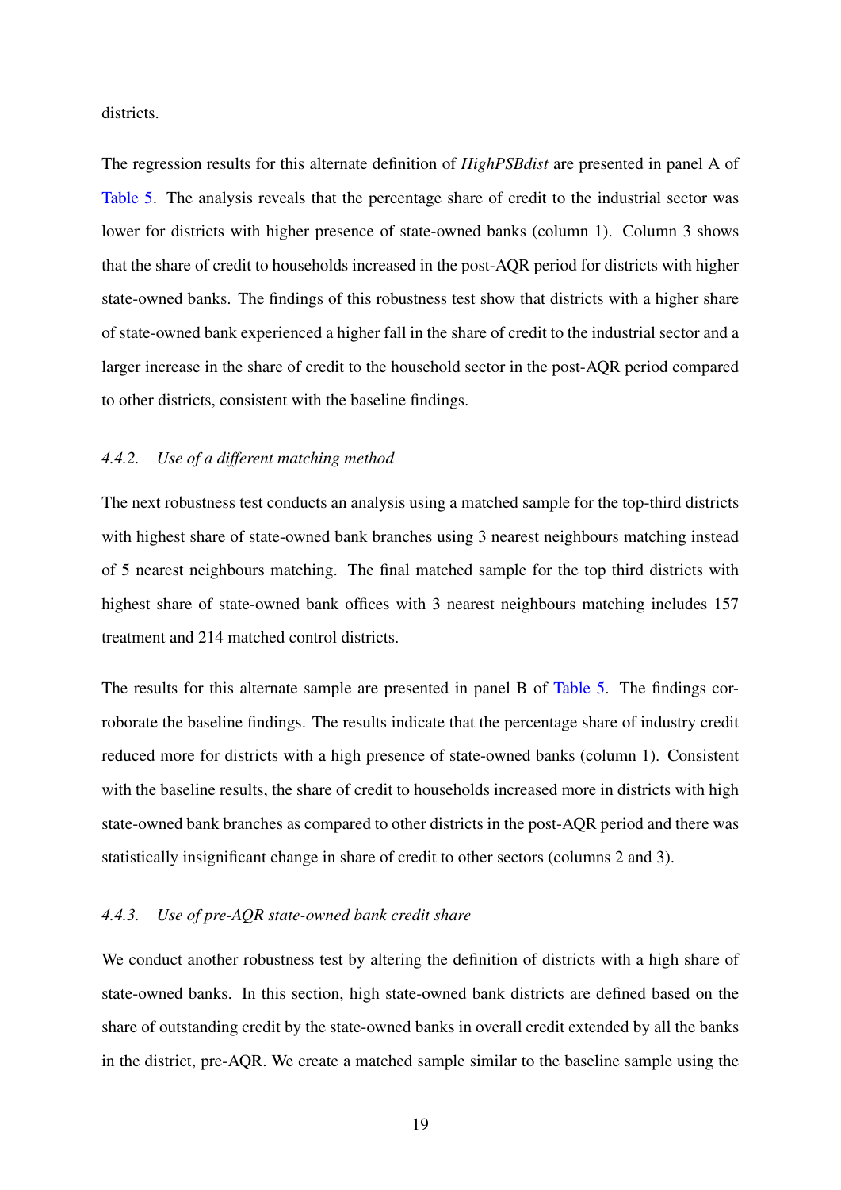districts.

The regression results for this alternate definition of *HighPSBdist* are presented in panel A of Table 5. The analysis reveals that the percentage share of credit to the industrial sector was lower for districts with higher presence of state-owned banks (column 1). Column 3 shows that the share of credit to households increased in the post-AQR period for districts with higher state-owned banks. The findings of this robustness test show that districts with a higher share of state-owned bank experienced a higher fall in the share of credit to the industrial sector and a larger increase in the share of credit to the household sector in the post-AQR period compared to other districts, consistent with the baseline findings.

#### *4.4.2. Use of a different matching method*

The next robustness test conducts an analysis using a matched sample for the top-third districts with highest share of state-owned bank branches using 3 nearest neighbours matching instead of 5 nearest neighbours matching. The final matched sample for the top third districts with highest share of state-owned bank offices with 3 nearest neighbours matching includes 157 treatment and 214 matched control districts.

The results for this alternate sample are presented in panel B of Table 5. The findings corroborate the baseline findings. The results indicate that the percentage share of industry credit reduced more for districts with a high presence of state-owned banks (column 1). Consistent with the baseline results, the share of credit to households increased more in districts with high state-owned bank branches as compared to other districts in the post-AQR period and there was statistically insignificant change in share of credit to other sectors (columns 2 and 3).

#### *4.4.3. Use of pre-AQR state-owned bank credit share*

We conduct another robustness test by altering the definition of districts with a high share of state-owned banks. In this section, high state-owned bank districts are defined based on the share of outstanding credit by the state-owned banks in overall credit extended by all the banks in the district, pre-AQR. We create a matched sample similar to the baseline sample using the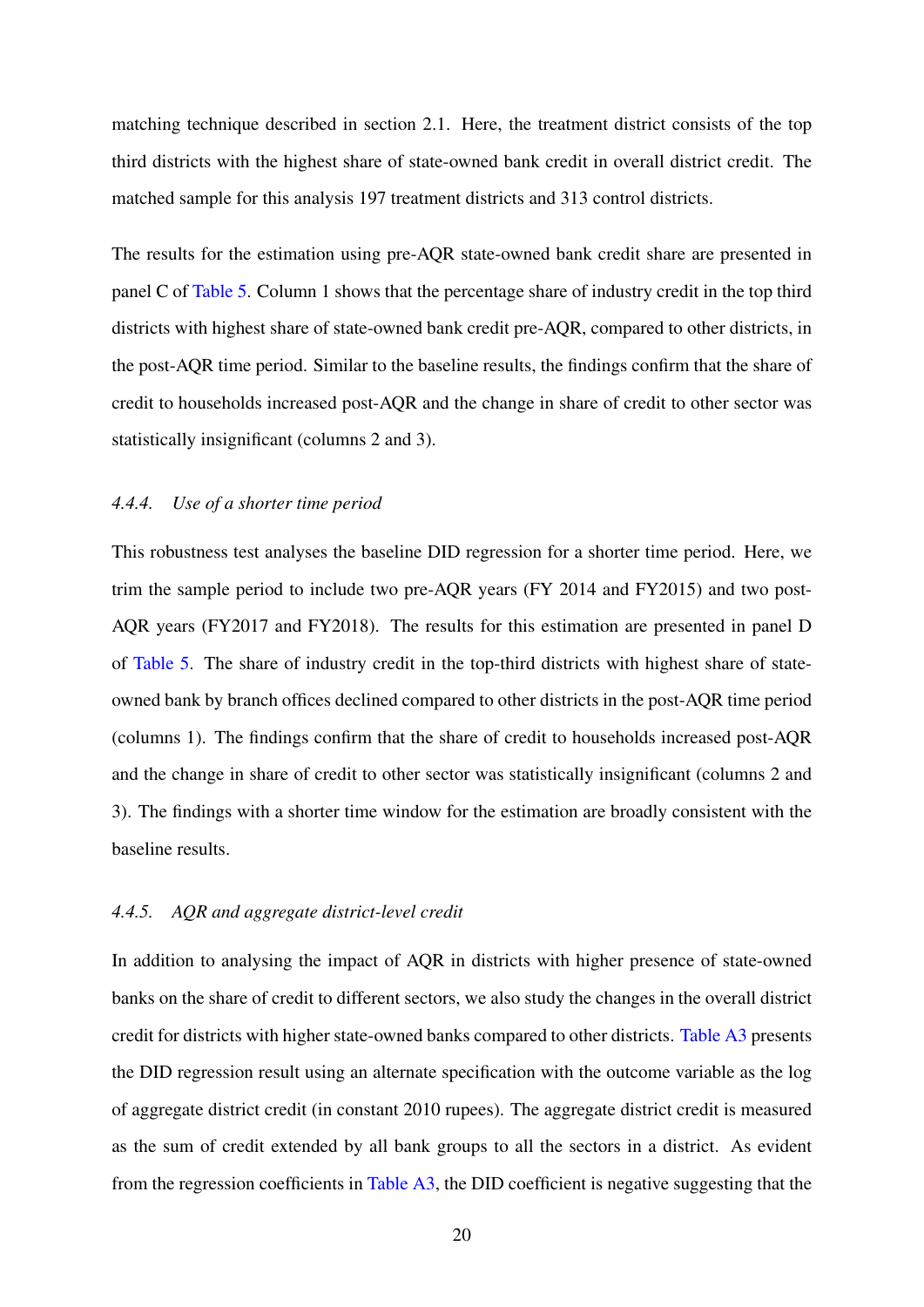matching technique described in section 2.1. Here, the treatment district consists of the top third districts with the highest share of state-owned bank credit in overall district credit. The matched sample for this analysis 197 treatment districts and 313 control districts.

The results for the estimation using pre-AQR state-owned bank credit share are presented in panel C of Table 5. Column 1 shows that the percentage share of industry credit in the top third districts with highest share of state-owned bank credit pre-AQR, compared to other districts, in the post-AQR time period. Similar to the baseline results, the findings confirm that the share of credit to households increased post-AQR and the change in share of credit to other sector was statistically insignificant (columns 2 and 3).

#### *4.4.4. Use of a shorter time period*

This robustness test analyses the baseline DID regression for a shorter time period. Here, we trim the sample period to include two pre-AQR years (FY 2014 and FY2015) and two post-AQR years (FY2017 and FY2018). The results for this estimation are presented in panel D of Table 5. The share of industry credit in the top-third districts with highest share of state-owned bank by branch offices declined compared to other districts in the post-AQR time period (columns 1). The findings confirm that the share of credit to households increased post-AQR and the change in share of credit to other sector was statistically insignificant (columns 2 and 3). The findings with a shorter time window for the estimation are broadly consistent with the baseline results.

#### *4.4.5. AQR and aggregate district-level credit*

In addition to analysing the impact of AQR in districts with higher presence of state-owned banks on the share of credit to different sectors, we also study the changes in the overall district credit for districts with higher state-owned banks compared to other districts. Table A3 presents the DID regression result using an alternate specification with the outcome variable as the log of aggregate district credit (in constant 2010 rupees). The aggregate district credit is measured as the sum of credit extended by all bank groups to all the sectors in a district. As evident from the regression coefficients in Table A3, the DID coefficient is negative suggesting that the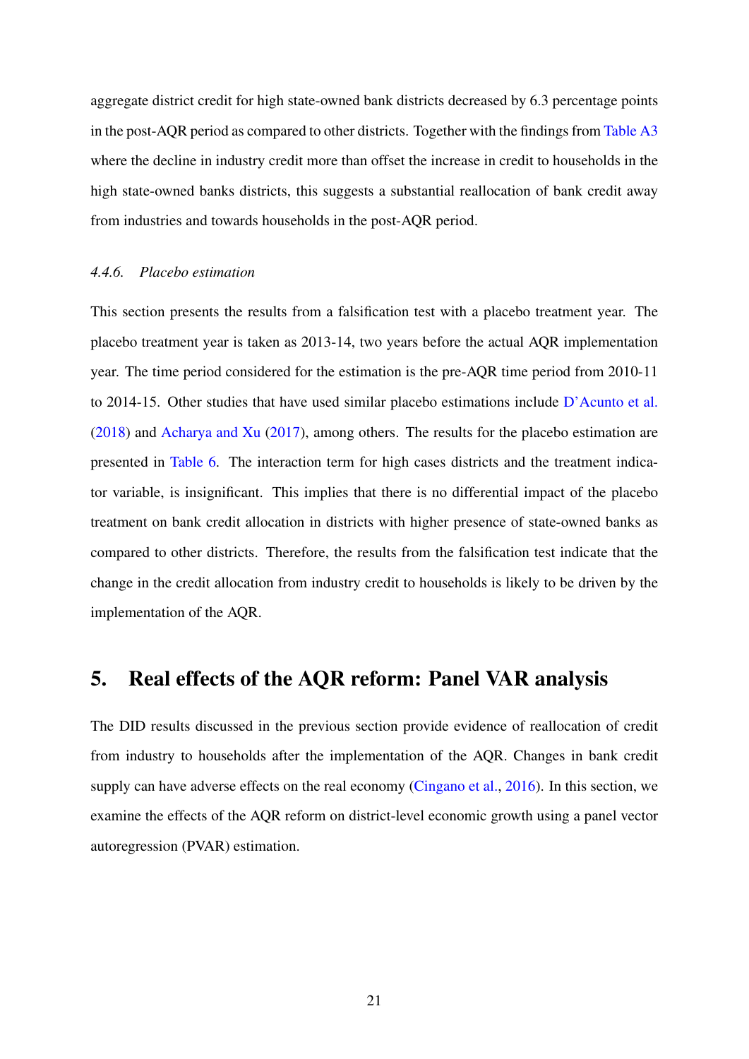aggregate district credit for high state-owned bank districts decreased by 6.3 percentage points in the post-AQR period as compared to other districts. Together with the findings from Table A3 where the decline in industry credit more than offset the increase in credit to households in the high state-owned banks districts, this suggests a substantial reallocation of bank credit away from industries and towards households in the post-AQR period.

#### 4.4.6. *Placebo estimation*

This section presents the results from a falsification test with a placebo treatment year. The placebo treatment year is taken as 2013-14, two years before the actual AQR implementation year. The time period considered for the estimation is the pre-AQR time period from 2010-11 to 2014-15. Other studies that have used similar placebo estimations include D'Acunto et al. (2018) and Acharya and Xu (2017), among others. The results for the placebo estimation are presented in Table 6. The interaction term for high cases districts and the treatment indicator variable, is insignificant. This implies that there is no differential impact of the placebo treatment on bank credit allocation in districts with higher presence of state-owned banks as compared to other districts. Therefore, the results from the falsification test indicate that the change in the credit allocation from industry credit to households is likely to be driven by the implementation of the AQR.

## 5. Real effects of the AQR reform: Panel VAR analysis

The DID results discussed in the previous section provide evidence of reallocation of credit from industry to households after the implementation of the AQR. Changes in bank credit supply can have adverse effects on the real economy (Cingano et al., 2016). In this section, we examine the effects of the AQR reform on district-level economic growth using a panel vector autoregression (PVAR) estimation.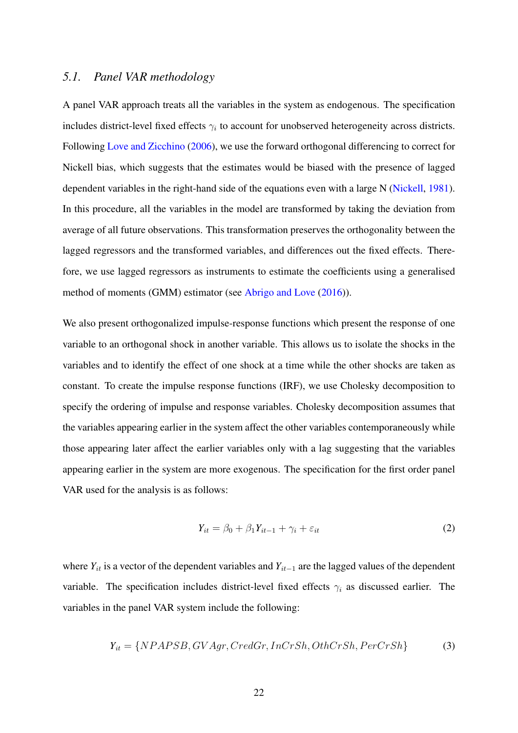### 5.1. *Panel VAR methodology*

A panel VAR approach treats all the variables in the system as endogenous. The specification includes district-level fixed effects $\gamma_i$ to account for unobserved heterogeneity across districts. Following Love and Zicchino (2006), we use the forward orthogonal differencing to correct for Nickell bias, which suggests that the estimates would be biased with the presence of lagged dependent variables in the right-hand side of the equations even with a large N (Nickell, 1981). In this procedure, all the variables in the model are transformed by taking the deviation from average of all future observations. This transformation preserves the orthogonality between the lagged regressors and the transformed variables, and differences out the fixed effects. Therefore, we use lagged regressors as instruments to estimate the coefficients using a generalised method of moments (GMM) estimator (see Abrigo and Love (2016)).

We also present orthogonalized impulse-response functions which present the response of one variable to an orthogonal shock in another variable. This allows us to isolate the shocks in the variables and to identify the effect of one shock at a time while the other shocks are taken as constant. To create the impulse response functions (IRF), we use Cholesky decomposition to specify the ordering of impulse and response variables. Cholesky decomposition assumes that the variables appearing earlier in the system affect the other variables contemporaneously while those appearing later affect the earlier variables only with a lag suggesting that the variables appearing earlier in the system are more exogenous. The specification for the first order panel VAR used for the analysis is as follows:

$$Y_{it} = \beta_0 + \beta_1 Y_{it-1} + \gamma_i + \varepsilon_{it} \tag{2}$$

where $Y_{it}$ is a vector of the dependent variables and $Y_{it-1}$ are the lagged values of the dependent variable. The specification includes district-level fixed effects $\gamma_i$ as discussed earlier. The variables in the panel VAR system include the following:

$$Y_{it} = \{NPAPSB, GVAgr, CredGr, InCrSh, OthCrSh, PerCrSh\} \tag{3}$$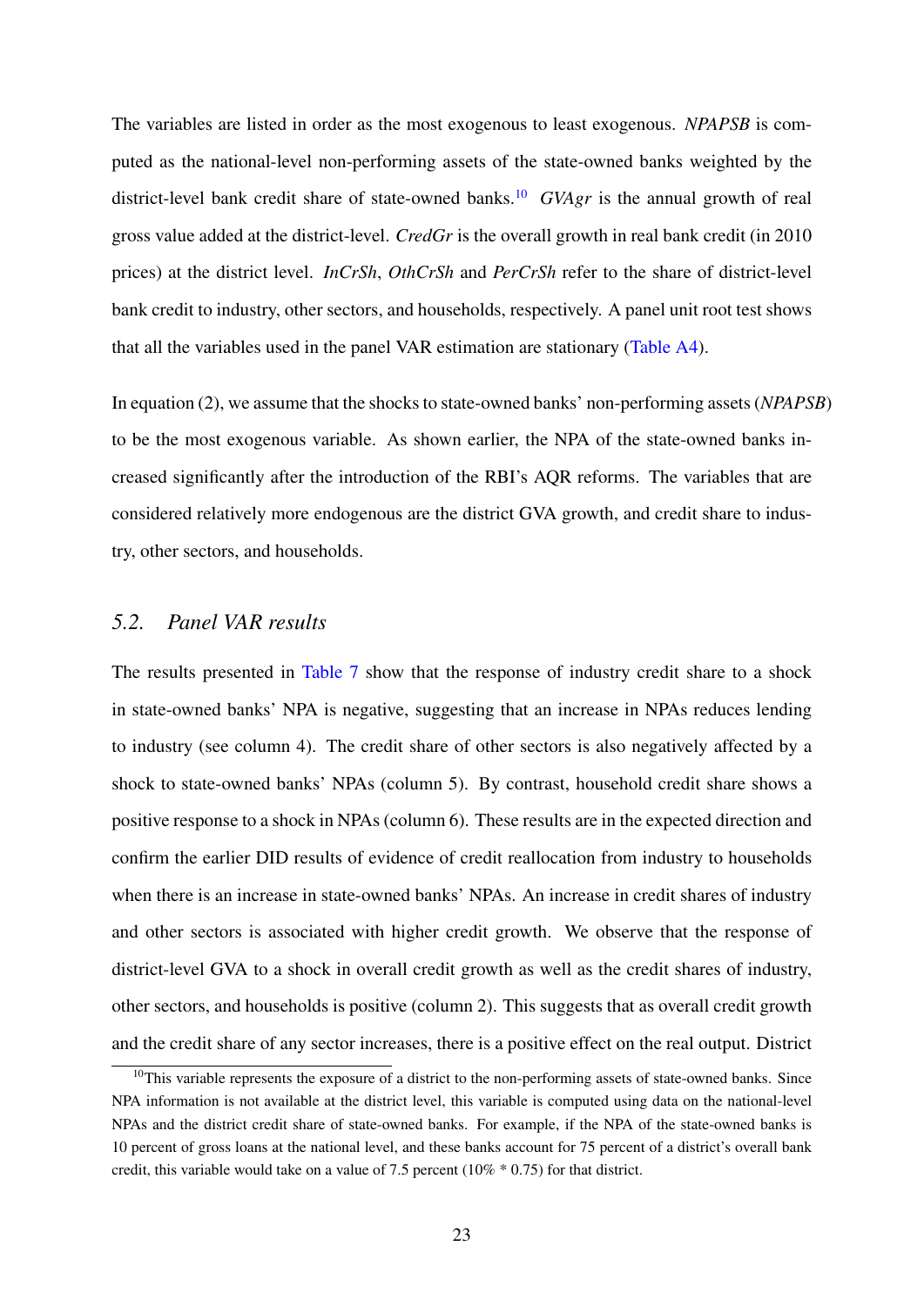The variables are listed in order as the most exogenous to least exogenous. *NPAPSB* is computed as the national-level non-performing assets of the state-owned banks weighted by the district-level bank credit share of state-owned banks.[10] *GVAgr* is the annual growth of real gross value added at the district-level. *CredGr* is the overall growth in real bank credit (in 2010 prices) at the district level. *InCrSh*, *OthCrSh* and *PerCrSh* refer to the share of district-level bank credit to industry, other sectors, and households, respectively. A panel unit root test shows that all the variables used in the panel VAR estimation are stationary (Table A4).

In equation (2), we assume that the shocks to state-owned banks' non-performing assets (*NPAPSB*) to be the most exogenous variable. As shown earlier, the NPA of the state-owned banks increased significantly after the introduction of the RBI's AQR reforms. The variables that are considered relatively more endogenous are the district GVA growth, and credit share to industry, other sectors, and households.

## 5.2. *Panel VAR results*

The results presented in Table 7 show that the response of industry credit share to a shock in state-owned banks' NPA is negative, suggesting that an increase in NPAs reduces lending to industry (see column 4). The credit share of other sectors is also negatively affected by a shock to state-owned banks' NPAs (column 5). By contrast, household credit share shows a positive response to a shock in NPAs (column 6). These results are in the expected direction and confirm the earlier DID results of evidence of credit reallocation from industry to households when there is an increase in state-owned banks' NPAs. An increase in credit shares of industry and other sectors is associated with higher credit growth. We observe that the response of district-level GVA to a shock in overall credit growth as well as the credit shares of industry, other sectors, and households is positive (column 2). This suggests that as overall credit growth and the credit share of any sector increases, there is a positive effect on the real output. District

[10] This variable represents the exposure of a district to the non-performing assets of state-owned banks. Since NPA information is not available at the district level, this variable is computed using data on the national-level NPAs and the district credit share of state-owned banks. For example, if the NPA of the state-owned banks is 10 percent of gross loans at the national level, and these banks account for 75 percent of a district's overall bank credit, this variable would take on a value of 7.5 percent (10% * 0.75) for that district.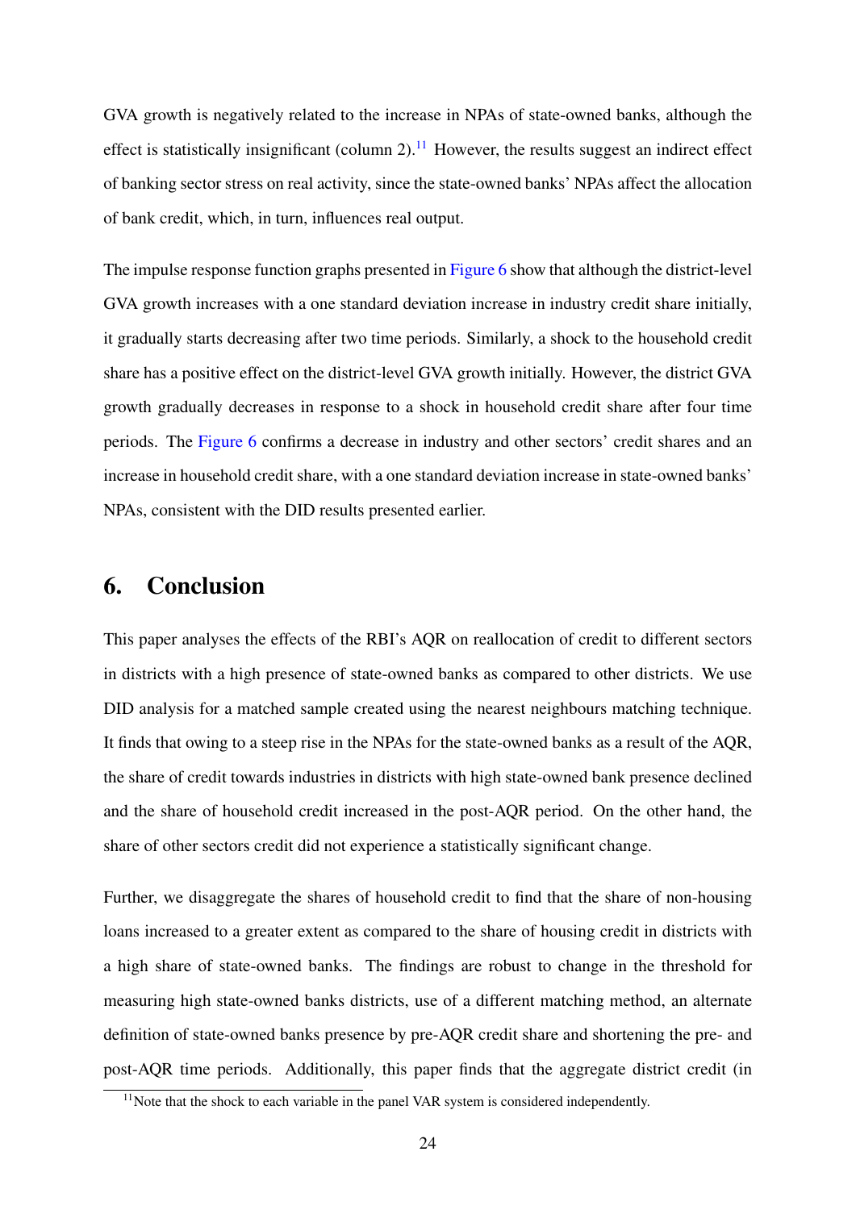GVA growth is negatively related to the increase in NPAs of state-owned banks, although the effect is statistically insignificant (column 2).[11] However, the results suggest an indirect effect of banking sector stress on real activity, since the state-owned banks' NPAs affect the allocation of bank credit, which, in turn, influences real output.

The impulse response function graphs presented in Figure 6 show that although the district-level GVA growth increases with a one standard deviation increase in industry credit share initially, it gradually starts decreasing after two time periods. Similarly, a shock to the household credit share has a positive effect on the district-level GVA growth initially. However, the district GVA growth gradually decreases in response to a shock in household credit share after four time periods. The Figure 6 confirms a decrease in industry and other sectors' credit shares and an increase in household credit share, with a one standard deviation increase in state-owned banks' NPAs, consistent with the DID results presented earlier.

## 6. Conclusion

This paper analyses the effects of the RBI's AQR on reallocation of credit to different sectors in districts with a high presence of state-owned banks as compared to other districts. We use DID analysis for a matched sample created using the nearest neighbours matching technique. It finds that owing to a steep rise in the NPAs for the state-owned banks as a result of the AQR, the share of credit towards industries in districts with high state-owned bank presence declined and the share of household credit increased in the post-AQR period. On the other hand, the share of other sectors credit did not experience a statistically significant change.

Further, we disaggregate the shares of household credit to find that the share of non-housing loans increased to a greater extent as compared to the share of housing credit in districts with a high share of state-owned banks. The findings are robust to change in the threshold for measuring high state-owned banks districts, use of a different matching method, an alternate definition of state-owned banks presence by pre-AQR credit share and shortening the pre- and post-AQR time periods. Additionally, this paper finds that the aggregate district credit (in

[11] Note that the shock to each variable in the panel VAR system is considered independently.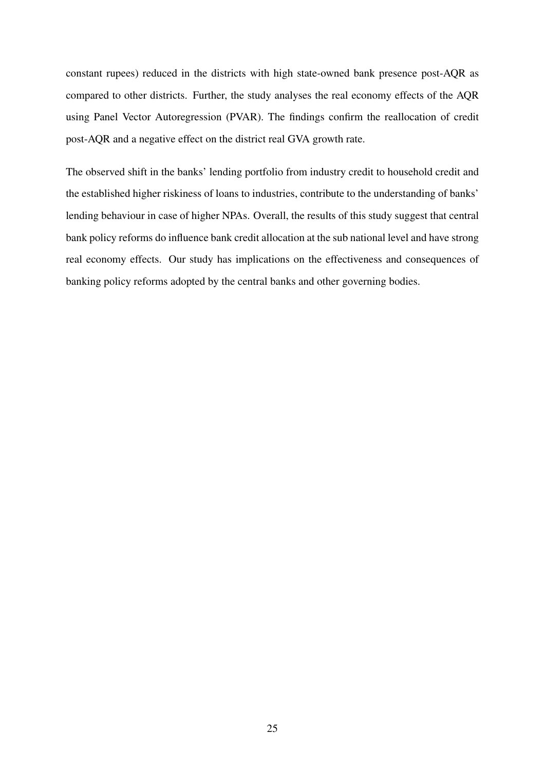constant rupees) reduced in the districts with high state-owned bank presence post-AQR as compared to other districts. Further, the study analyses the real economy effects of the AQR using Panel Vector Autoregression (PVAR). The findings confirm the reallocation of credit post-AQR and a negative effect on the district real GVA growth rate.

The observed shift in the banks' lending portfolio from industry credit to household credit and the established higher riskiness of loans to industries, contribute to the understanding of banks' lending behaviour in case of higher NPAs. Overall, the results of this study suggest that central bank policy reforms do influence bank credit allocation at the sub national level and have strong real economy effects. Our study has implications on the effectiveness and consequences of banking policy reforms adopted by the central banks and other governing bodies.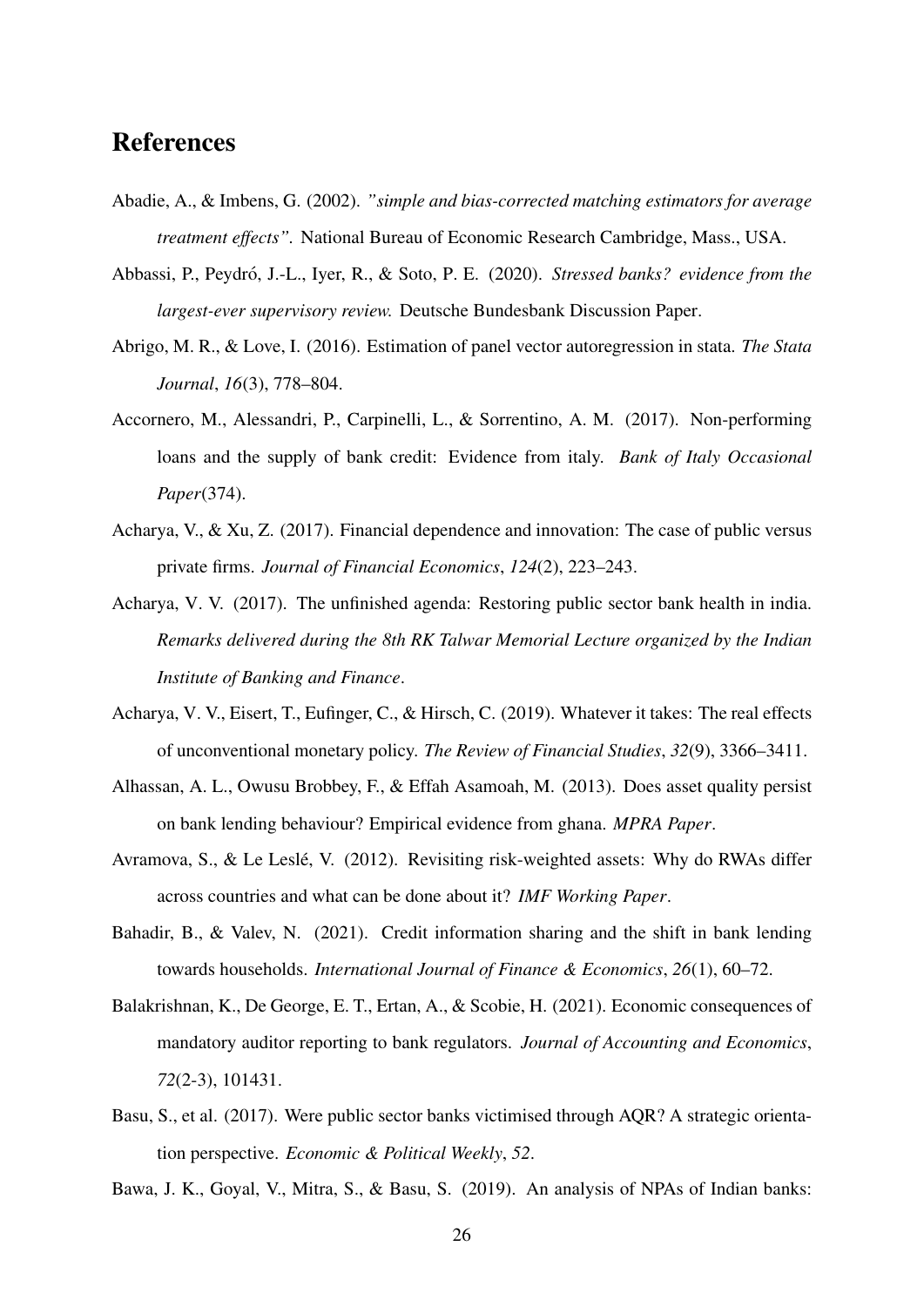# References

Abadie, A., & Imbens, G. (2002). *"simple and bias-corrected matching estimators for average treatment effects"*. National Bureau of Economic Research Cambridge, Mass., USA.

Abbassi, P., Peydró, J.-L., Iyer, R., & Soto, P. E. (2020). *Stressed banks? evidence from the largest-ever supervisory review.* Deutsche Bundesbank Discussion Paper.

Abrigo, M. R., & Love, I. (2016). Estimation of panel vector autoregression in stata. *The Stata Journal*, *16*(3), 778–804.

Accornero, M., Alessandri, P., Carpinelli, L., & Sorrentino, A. M. (2017). Non-performing loans and the supply of bank credit: Evidence from italy. *Bank of Italy Occasional Paper*(374).

Acharya, V., & Xu, Z. (2017). Financial dependence and innovation: The case of public versus private firms. *Journal of Financial Economics*, *124*(2), 223–243.

Acharya, V. V. (2017). The unfinished agenda: Restoring public sector bank health in india. *Remarks delivered during the 8th RK Talwar Memorial Lecture organized by the Indian Institute of Banking and Finance*.

Acharya, V. V., Eisert, T., Eufinger, C., & Hirsch, C. (2019). Whatever it takes: The real effects of unconventional monetary policy. *The Review of Financial Studies*, *32*(9), 3366–3411.

Alhassan, A. L., Owusu Brobbey, F., & Effah Asamoah, M. (2013). Does asset quality persist on bank lending behaviour? Empirical evidence from ghana. *MPRA Paper*.

Avramova, S., & Le Leslé, V. (2012). Revisiting risk-weighted assets: Why do RWAs differ across countries and what can be done about it? *IMF Working Paper*.

Bahadir, B., & Valev, N. (2021). Credit information sharing and the shift in bank lending towards households. *International Journal of Finance & Economics*, *26*(1), 60–72.

Balakrishnan, K., De George, E. T., Ertan, A., & Scobie, H. (2021). Economic consequences of mandatory auditor reporting to bank regulators. *Journal of Accounting and Economics*, *72*(2-3), 101431.

Basu, S., et al. (2017). Were public sector banks victimised through AQR? A strategic orientation perspective. *Economic & Political Weekly*, *52*.

Bawa, J. K., Goyal, V., Mitra, S., & Basu, S. (2019). An analysis of NPAs of Indian banks: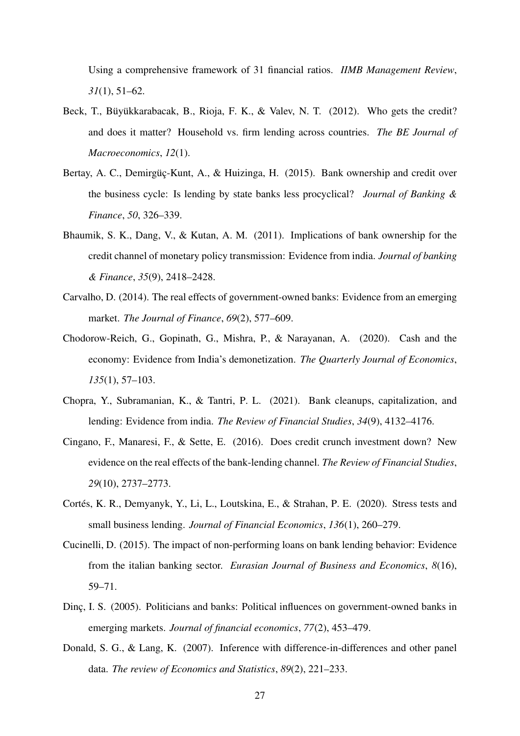Using a comprehensive framework of 31 financial ratios. *IIMB Management Review*, *31*(1), 51–62.

Beck, T., Büyükkarabacak, B., Rioja, F. K., & Valev, N. T. (2012). Who gets the credit? and does it matter? Household vs. firm lending across countries. *The BE Journal of Macroeconomics*, *12*(1).

Bertay, A. C., Demirgüç-Kunt, A., & Huizinga, H. (2015). Bank ownership and credit over the business cycle: Is lending by state banks less procyclical? *Journal of Banking & Finance*, *50*, 326–339.

Bhaumik, S. K., Dang, V., & Kutan, A. M. (2011). Implications of bank ownership for the credit channel of monetary policy transmission: Evidence from india. *Journal of banking & Finance*, *35*(9), 2418–2428.

Carvalho, D. (2014). The real effects of government-owned banks: Evidence from an emerging market. *The Journal of Finance*, *69*(2), 577–609.

Chodorow-Reich, G., Gopinath, G., Mishra, P., & Narayanan, A. (2020). Cash and the economy: Evidence from India's demonetization. *The Quarterly Journal of Economics*, *135*(1), 57–103.

Chopra, Y., Subramanian, K., & Tantri, P. L. (2021). Bank cleanups, capitalization, and lending: Evidence from india. *The Review of Financial Studies*, *34*(9), 4132–4176.

Cingano, F., Manaresi, F., & Sette, E. (2016). Does credit crunch investment down? New evidence on the real effects of the bank-lending channel. *The Review of Financial Studies*, *29*(10), 2737–2773.

Cortés, K. R., Demyanyk, Y., Li, L., Loutskina, E., & Strahan, P. E. (2020). Stress tests and small business lending. *Journal of Financial Economics*, *136*(1), 260–279.

Cucinelli, D. (2015). The impact of non-performing loans on bank lending behavior: Evidence from the italian banking sector. *Eurasian Journal of Business and Economics*, *8*(16), 59–71.

Dinç, I. S. (2005). Politicians and banks: Political influences on government-owned banks in emerging markets. *Journal of financial economics*, *77*(2), 453–479.

Donald, S. G., & Lang, K. (2007). Inference with difference-in-differences and other panel data. *The review of Economics and Statistics*, *89*(2), 221–233.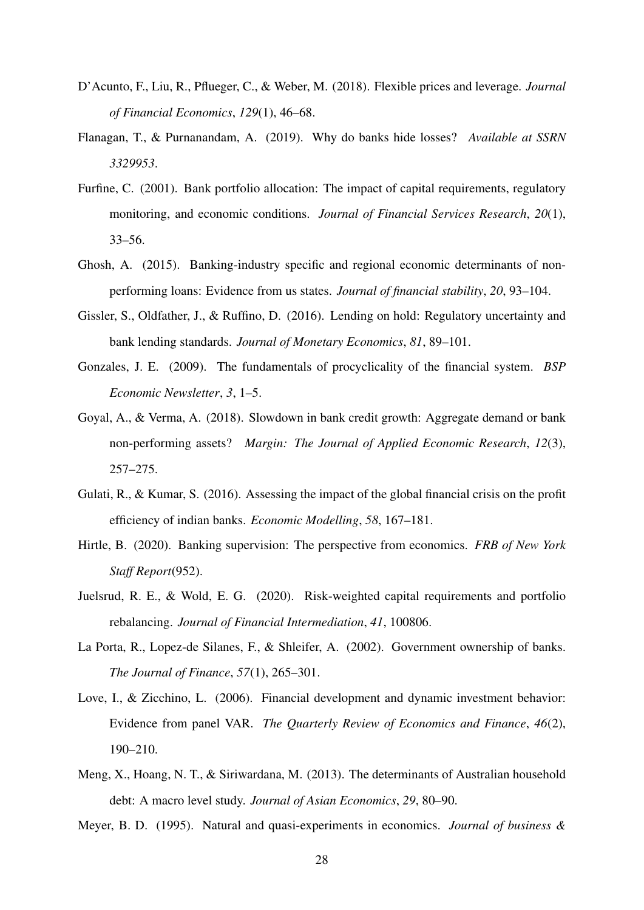D'Acunto, F., Liu, R., Pflueger, C., & Weber, M. (2018). Flexible prices and leverage. *Journal of Financial Economics*, *129*(1), 46–68.

Flanagan, T., & Purnanandam, A. (2019). Why do banks hide losses? *Available at SSRN 3329953*.

Furfine, C. (2001). Bank portfolio allocation: The impact of capital requirements, regulatory monitoring, and economic conditions. *Journal of Financial Services Research*, *20*(1), 33–56.

Ghosh, A. (2015). Banking-industry specific and regional economic determinants of non-performing loans: Evidence from us states. *Journal of financial stability*, *20*, 93–104.

Gissler, S., Oldfather, J., & Ruffino, D. (2016). Lending on hold: Regulatory uncertainty and bank lending standards. *Journal of Monetary Economics*, *81*, 89–101.

Gonzales, J. E. (2009). The fundamentals of procyclicality of the financial system. *BSP Economic Newsletter*, *3*, 1–5.

Goyal, A., & Verma, A. (2018). Slowdown in bank credit growth: Aggregate demand or bank non-performing assets? *Margin: The Journal of Applied Economic Research*, *12*(3), 257–275.

Gulati, R., & Kumar, S. (2016). Assessing the impact of the global financial crisis on the profit efficiency of indian banks. *Economic Modelling*, *58*, 167–181.

Hirtle, B. (2020). Banking supervision: The perspective from economics. *FRB of New York Staff Report*(952).

Juelsrud, R. E., & Wold, E. G. (2020). Risk-weighted capital requirements and portfolio rebalancing. *Journal of Financial Intermediation*, *41*, 100806.

La Porta, R., Lopez-de Silanes, F., & Shleifer, A. (2002). Government ownership of banks. *The Journal of Finance*, *57*(1), 265–301.

Love, I., & Zicchino, L. (2006). Financial development and dynamic investment behavior: Evidence from panel VAR. *The Quarterly Review of Economics and Finance*, *46*(2), 190–210.

Meng, X., Hoang, N. T., & Siriwardana, M. (2013). The determinants of Australian household debt: A macro level study. *Journal of Asian Economics*, *29*, 80–90.

Meyer, B. D. (1995). Natural and quasi-experiments in economics. *Journal of business &*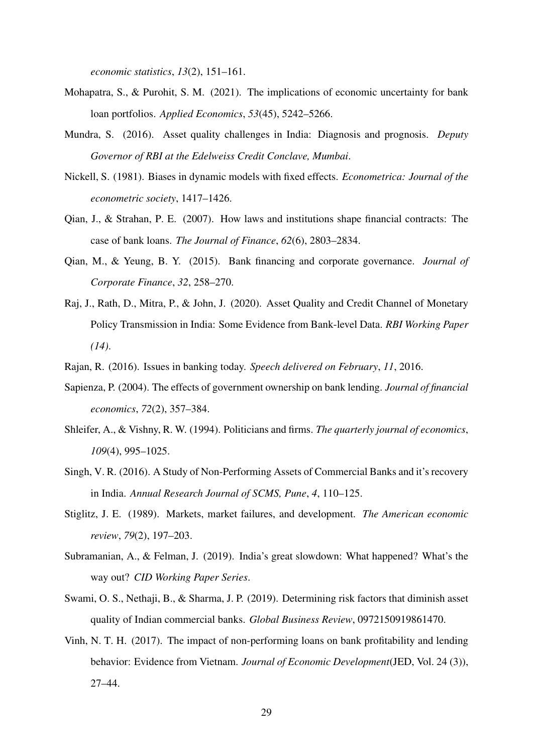*economic statistics*, *13*(2), 151–161.

Mohapatra, S., & Purohit, S. M. (2021). The implications of economic uncertainty for bank loan portfolios. *Applied Economics*, *53*(45), 5242–5266.

Mundra, S. (2016). Asset quality challenges in India: Diagnosis and prognosis. *Deputy Governor of RBI at the Edelweiss Credit Conclave, Mumbai*.

Nickell, S. (1981). Biases in dynamic models with fixed effects. *Econometrica: Journal of the econometric society*, 1417–1426.

Qian, J., & Strahan, P. E. (2007). How laws and institutions shape financial contracts: The case of bank loans. *The Journal of Finance*, *62*(6), 2803–2834.

Qian, M., & Yeung, B. Y. (2015). Bank financing and corporate governance. *Journal of Corporate Finance*, *32*, 258–270.

Raj, J., Rath, D., Mitra, P., & John, J. (2020). Asset Quality and Credit Channel of Monetary Policy Transmission in India: Some Evidence from Bank-level Data. *RBI Working Paper (14)*.

Rajan, R. (2016). Issues in banking today. *Speech delivered on February*, *11*, 2016.

Sapienza, P. (2004). The effects of government ownership on bank lending. *Journal of financial economics*, *72*(2), 357–384.

Shleifer, A., & Vishny, R. W. (1994). Politicians and firms. *The quarterly journal of economics*, *109*(4), 995–1025.

Singh, V. R. (2016). A Study of Non-Performing Assets of Commercial Banks and it's recovery in India. *Annual Research Journal of SCMS, Pune*, *4*, 110–125.

Stiglitz, J. E. (1989). Markets, market failures, and development. *The American economic review*, *79*(2), 197–203.

Subramanian, A., & Felman, J. (2019). India's great slowdown: What happened? What's the way out? *CID Working Paper Series*.

Swami, O. S., Nethaji, B., & Sharma, J. P. (2019). Determining risk factors that diminish asset quality of Indian commercial banks. *Global Business Review*, 0972150919861470.

Vinh, N. T. H. (2017). The impact of non-performing loans on bank profitability and lending behavior: Evidence from Vietnam. *Journal of Economic Development*(JED, Vol. 24 (3)), 27–44.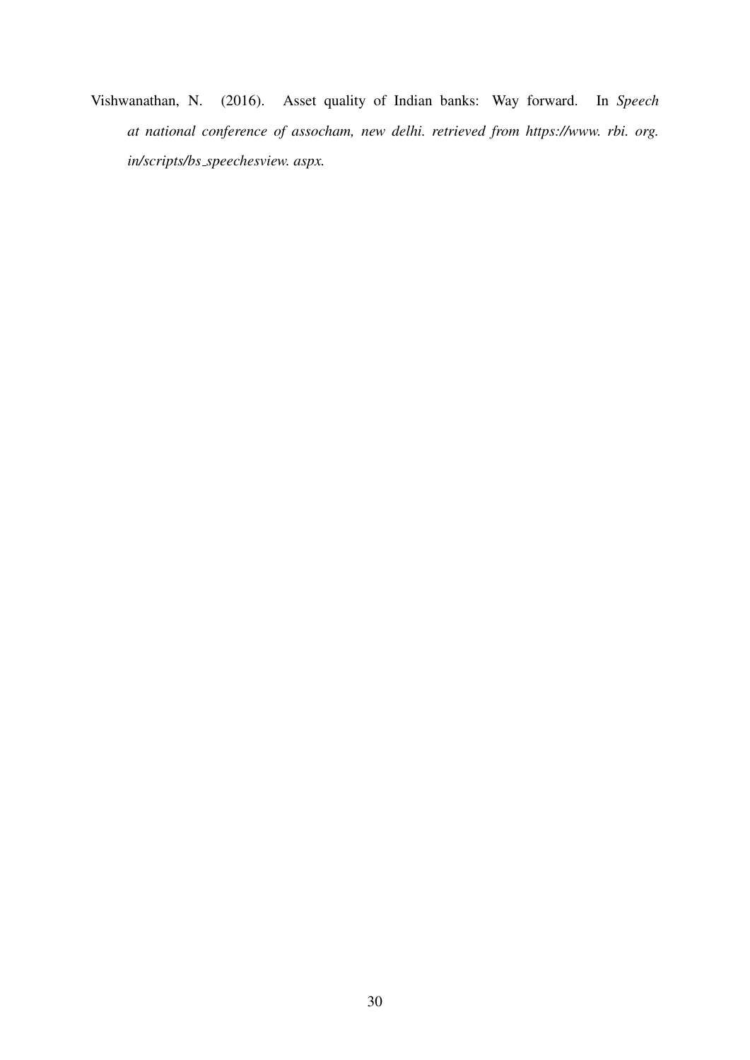Vishwanathan, N. (2016). Asset quality of Indian banks: Way forward. In *Speech at national conference of assocham, new delhi. retrieved from https://www. rbi. org. in/scripts/bs_speechesview. aspx.*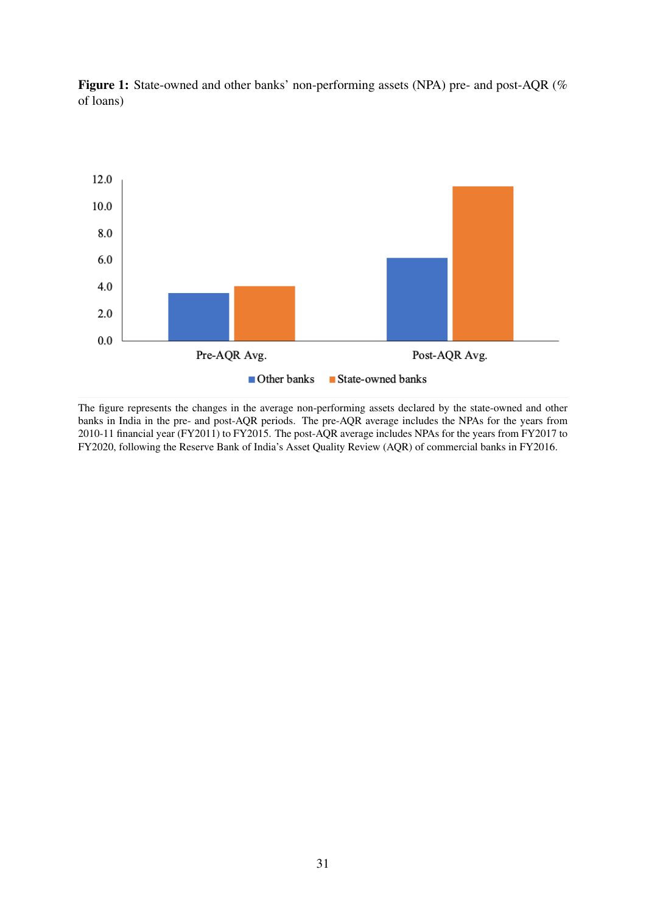**Figure 1:** State-owned and other banks' non-performing assets (NPA) pre- and post-AQR (% of loans)

The figure represents the changes in the average non-performing assets declared by the state-owned and other banks in India in the pre- and post-AQR periods. The pre-AQR average includes the NPAs for the years from 2010-11 financial year (FY2011) to FY2015. The post-AQR average includes NPAs for the years from FY2017 to FY2020, following the Reserve Bank of India's Asset Quality Review (AQR) of commercial banks in FY2016.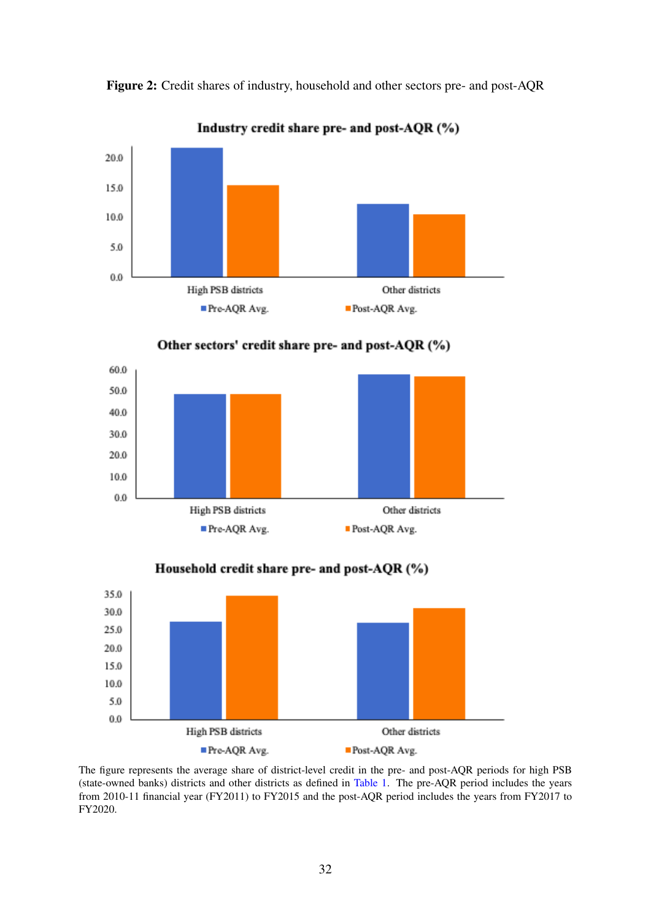**Figure 2:** Credit shares of industry, household and other sectors pre- and post-AQR

The figure represents the average share of district-level credit in the pre- and post-AQR periods for high PSB (state-owned banks) districts and other districts as defined in Table 1. The pre-AQR period includes the years from 2010-11 financial year (FY2011) to FY2015 and the post-AQR period includes the years from FY2017 to FY2020.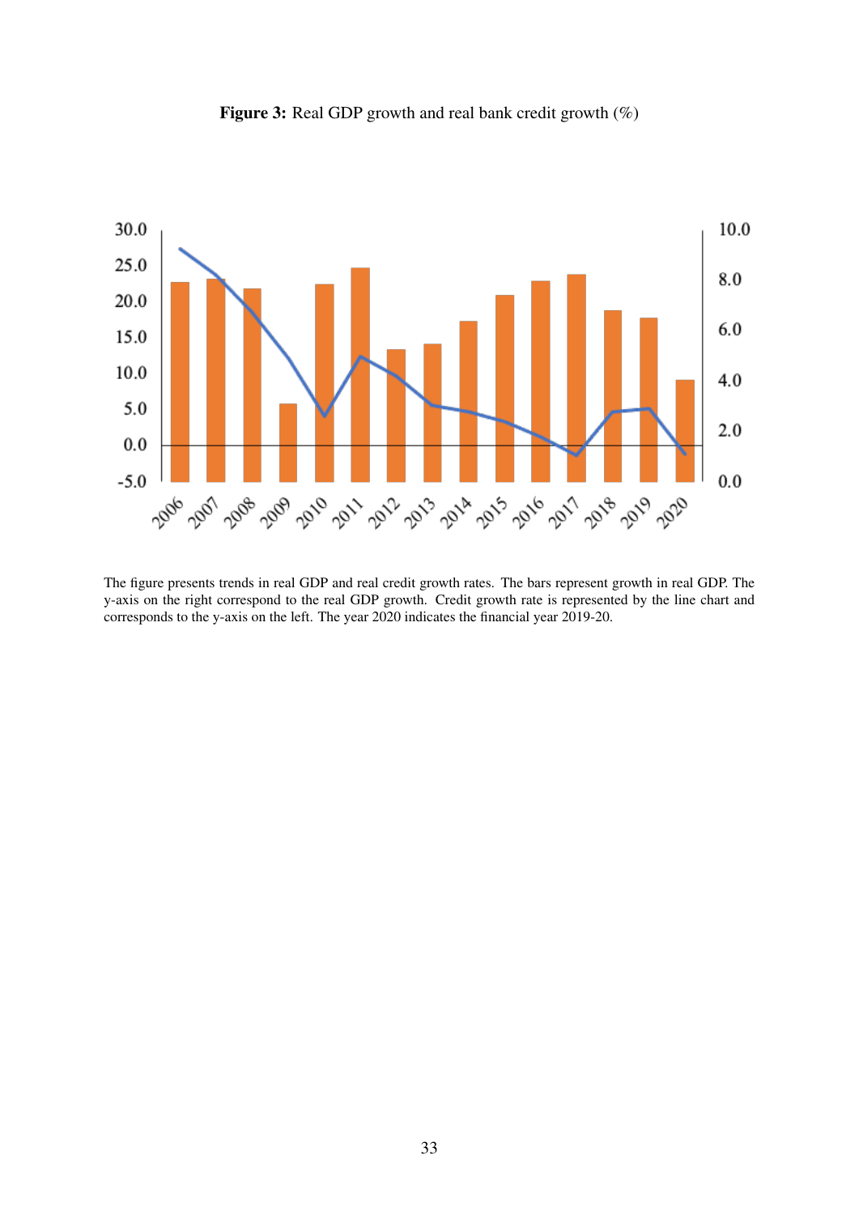**Figure 3:** Real GDP growth and real bank credit growth (%)

The figure presents trends in real GDP and real credit growth rates. The bars represent growth in real GDP. The y-axis on the right correspond to the real GDP growth. Credit growth rate is represented by the line chart and corresponds to the y-axis on the left. The year 2020 indicates the financial year 2019-20.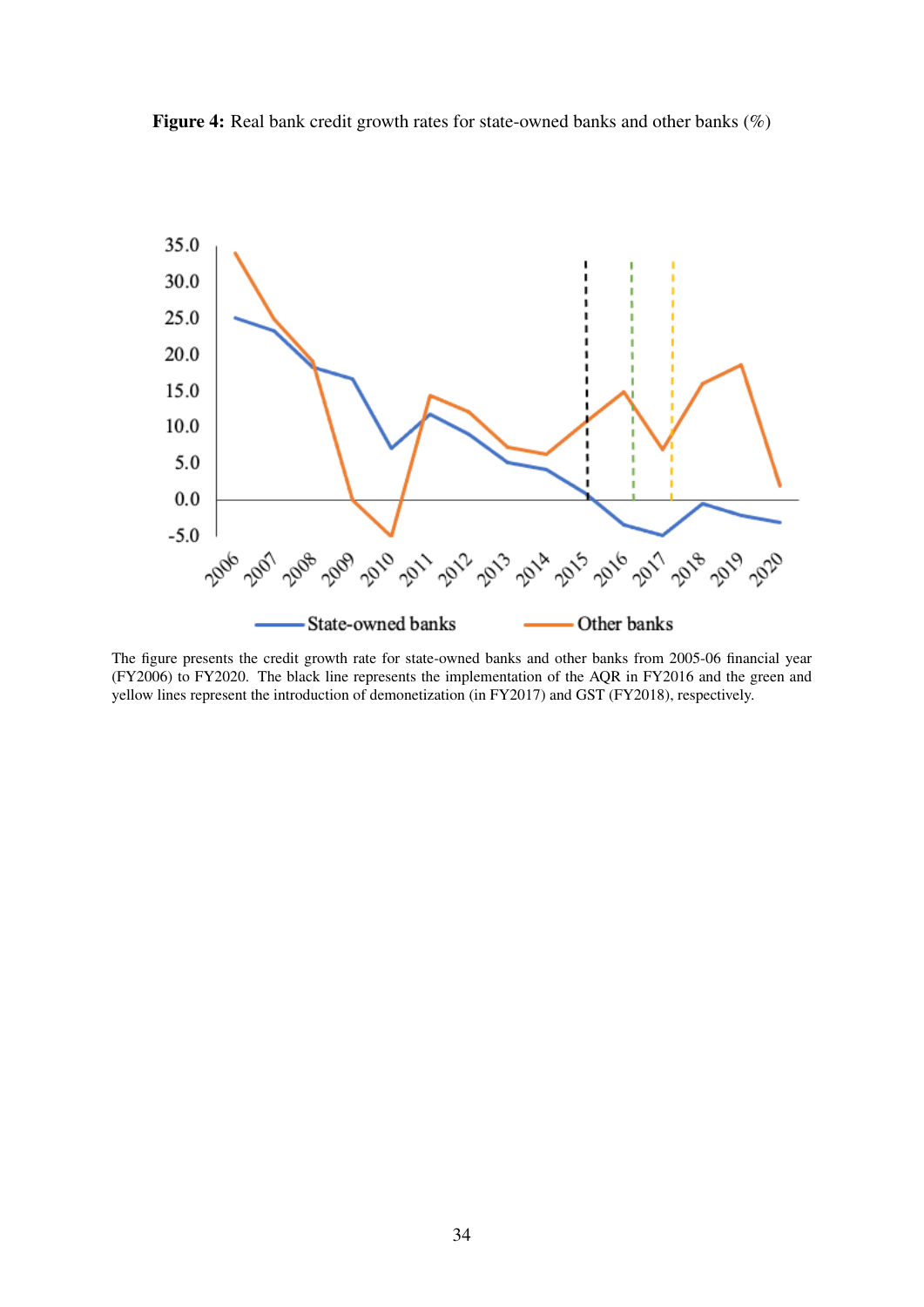**Figure 4:** Real bank credit growth rates for state-owned banks and other banks (%)

The figure presents the credit growth rate for state-owned banks and other banks from 2005-06 financial year (FY2006) to FY2020. The black line represents the implementation of the AQR in FY2016 and the green and yellow lines represent the introduction of demonetization (in FY2017) and GST (FY2018), respectively.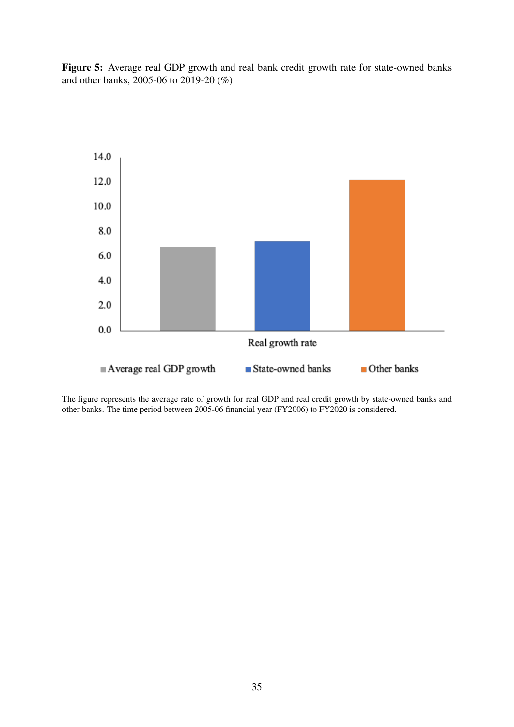**Figure 5:** Average real GDP growth and real bank credit growth rate for state-owned banks and other banks, 2005-06 to 2019-20 (%)

The figure represents the average rate of growth for real GDP and real credit growth by state-owned banks and other banks. The time period between 2005-06 financial year (FY2006) to FY2020 is considered.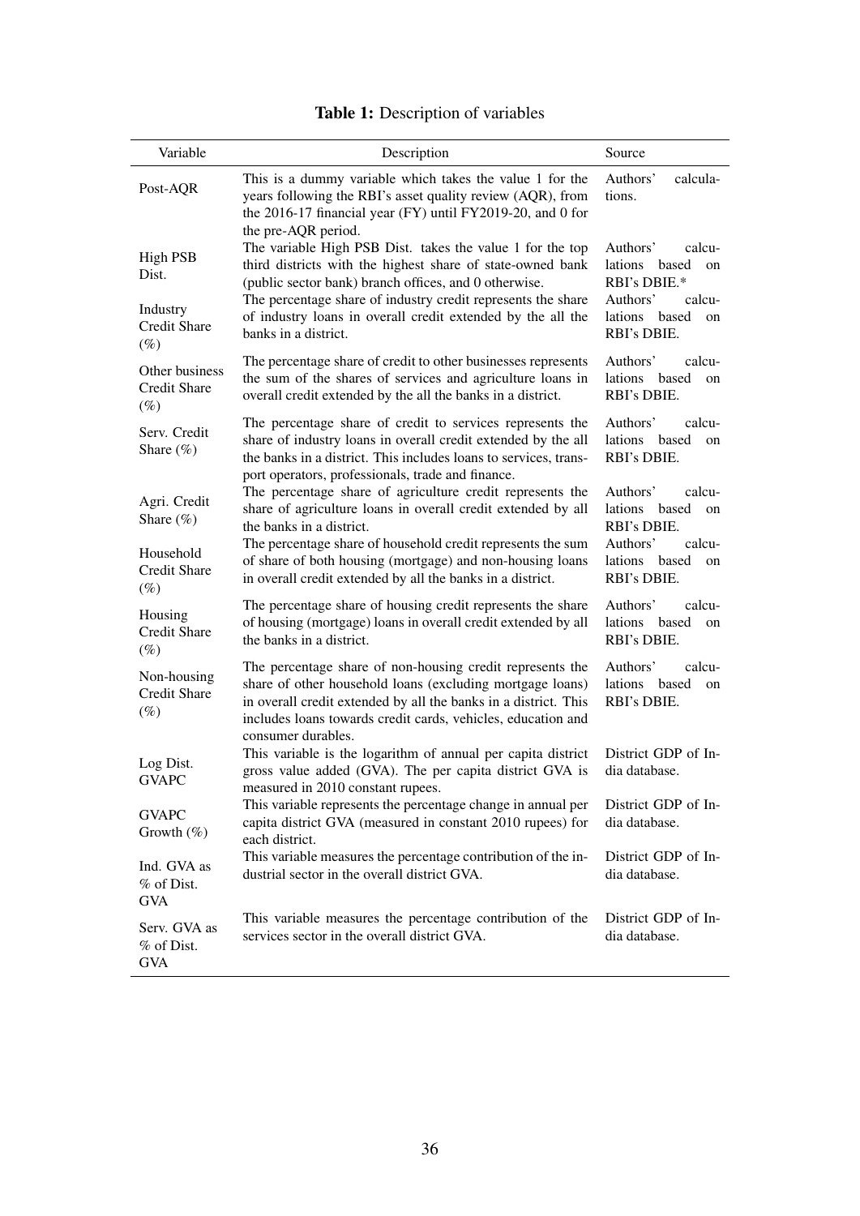**Table 1:** Description of variables

| Variable | Description | Source |
|---|---|---|
| Post-AQR | This is a dummy variable which takes the value 1 for the years following the RBI's asset quality review (AQR), from the 2016-17 financial year (FY) until FY2019-20, and 0 for the pre-AQR period. | Authors' calculations. |
| High PSB Dist. | The variable High PSB Dist. takes the value 1 for the top third districts with the highest share of state-owned bank (public sector bank) branch offices, and 0 otherwise. | Authors' calculations based on RBI's DBIE.* |
| Industry Credit Share (%) | The percentage share of industry credit represents the share of industry loans in overall credit extended by the all the banks in a district. | Authors' calculations based on RBI's DBIE. |
| Other business Credit Share (%) | The percentage share of credit to other businesses represents the sum of the shares of services and agriculture loans in overall credit extended by the all the banks in a district. | Authors' calculations based on RBI's DBIE. |
| Serv. Credit Share (%) | The percentage share of credit to services represents the share of industry loans in overall credit extended by the all the banks in a district. This includes loans to services, transport operators, professionals, trade and finance. | Authors' calculations based on RBI's DBIE. |
| Agri. Credit Share (%) | The percentage share of agriculture credit represents the share of agriculture loans in overall credit extended by all the banks in a district. | Authors' calculations based on RBI's DBIE. |
| Household Credit Share (%) | The percentage share of household credit represents the sum of share of both housing (mortgage) and non-housing loans in overall credit extended by all the banks in a district. | Authors' calculations based on RBI's DBIE. |
| Housing Credit Share (%) | The percentage share of housing credit represents the share of housing (mortgage) loans in overall credit extended by all the banks in a district. | Authors' calculations based on RBI's DBIE. |
| Non-housing Credit Share (%) | The percentage share of non-housing credit represents the share of other household loans (excluding mortgage loans) in overall credit extended by all the banks in a district. This includes loans towards credit cards, vehicles, education and consumer durables. | Authors' calculations based on RBI's DBIE. |
| Log Dist. GVAPC | This variable is the logarithm of annual per capita district gross value added (GVA). The per capita district GVA is measured in 2010 constant rupees. | District GDP of India database. |
| GVAPC Growth (%) | This variable represents the percentage change in annual per capita district GVA (measured in constant 2010 rupees) for each district. | District GDP of India database. |
| Ind. GVA as % of Dist. GVA | This variable measures the percentage contribution of the industrial sector in the overall district GVA. | District GDP of India database. |
| Serv. GVA as % of Dist. GVA | This variable measures the percentage contribution of the services sector in the overall district GVA. | District GDP of India database. |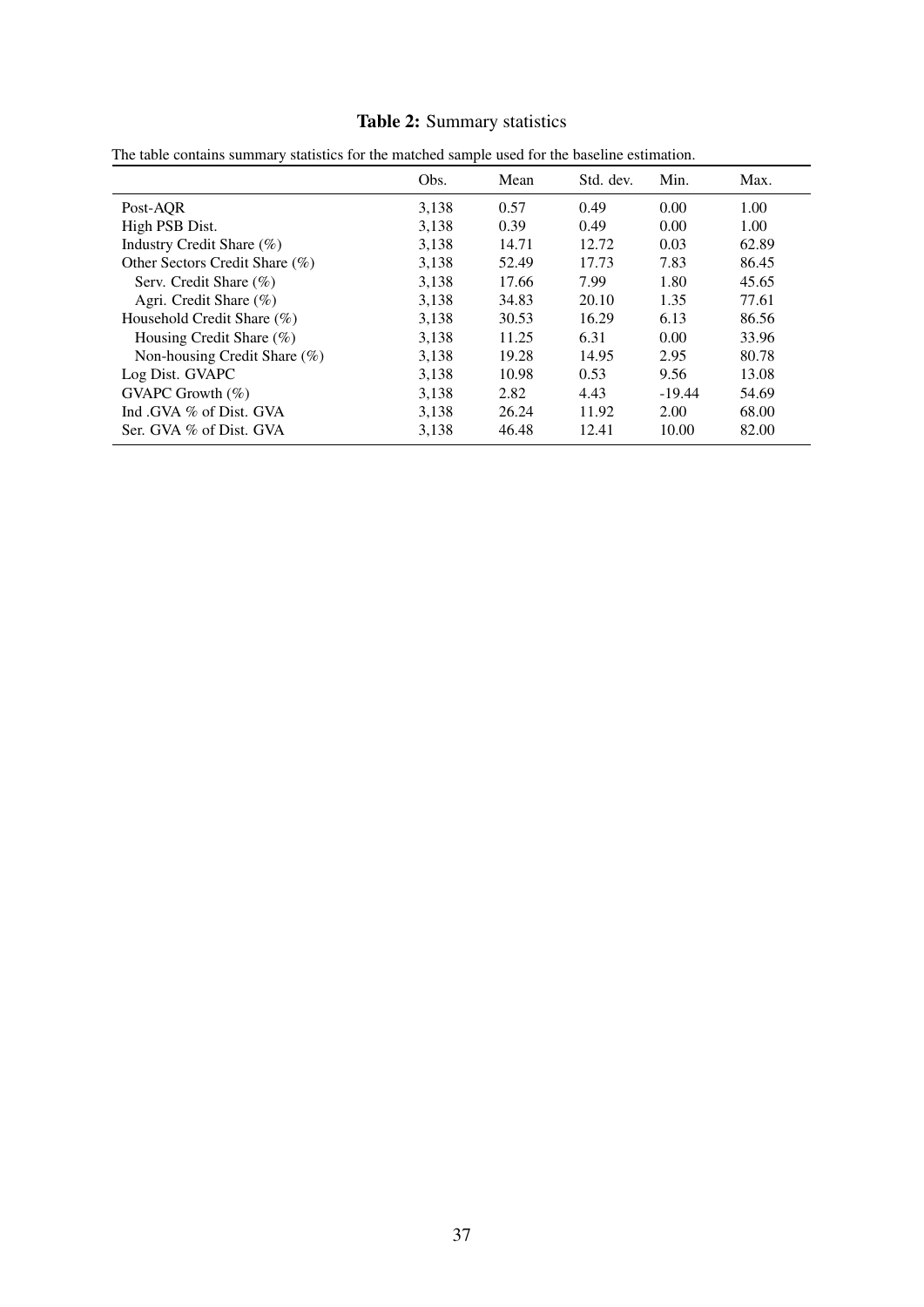**Table 2:** Summary statistics

The table contains summary statistics for the matched sample used for the baseline estimation.

| | Obs. | Mean | Std. dev. | Min. | Max. |
|---|---|---|---|---|---|
| Post-AQR | 3,138 | 0.57 | 0.49 | 0.00 | 1.00 |
| High PSB Dist. | 3,138 | 0.39 | 0.49 | 0.00 | 1.00 |
| Industry Credit Share (%) | 3,138 | 14.71 | 12.72 | 0.03 | 62.89 |
| Other Sectors Credit Share (%) | 3,138 | 52.49 | 17.73 | 7.83 | 86.45 |
| Serv. Credit Share (%) | 3,138 | 17.66 | 7.99 | 1.80 | 45.65 |
| Agri. Credit Share (%) | 3,138 | 34.83 | 20.10 | 1.35 | 77.61 |
| Household Credit Share (%) | 3,138 | 30.53 | 16.29 | 6.13 | 86.56 |
| Housing Credit Share (%) | 3,138 | 11.25 | 6.31 | 0.00 | 33.96 |
| Non-housing Credit Share (%) | 3,138 | 19.28 | 14.95 | 2.95 | 80.78 |
| Log Dist. GVAPC | 3,138 | 10.98 | 0.53 | 9.56 | 13.08 |
| GVAPC Growth (%) | 3,138 | 2.82 | 4.43 | -19.44 | 54.69 |
| Ind .GVA % of Dist. GVA | 3,138 | 26.24 | 11.92 | 2.00 | 68.00 |
| Ser. GVA % of Dist. GVA | 3,138 | 46.48 | 12.41 | 10.00 | 82.00 |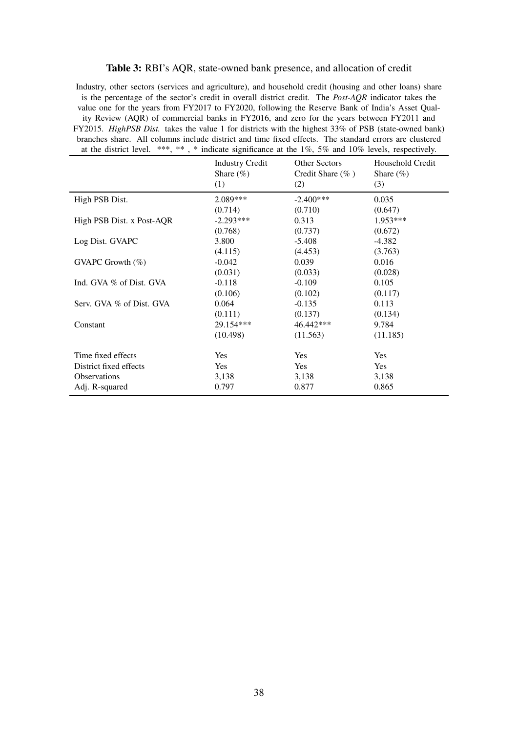**Table 3:** RBI's AQR, state-owned bank presence, and allocation of credit

Industry, other sectors (services and agriculture), and household credit (housing and other loans) share is the percentage of the sector's credit in overall district credit. The *Post-AQR* indicator takes the value one for the years from FY2017 to FY2020, following the Reserve Bank of India's Asset Quality Review (AQR) of commercial banks in FY2016, and zero for the years between FY2011 and FY2015. *HighPSB Dist.* takes the value 1 for districts with the highest 33% of PSB (state-owned bank) branches share. All columns include district and time fixed effects. The standard errors are clustered at the district level. ***, ** , * indicate significance at the 1%, 5% and 10% levels, respectively.

| | Industry Credit Share (%) | Other Sectors Credit Share (% ) | Household Credit Share (%) |
|---|---|---|---|
| | (1) | (2) | (3) |
| High PSB Dist. | 2.089*** | -2.400*** | 0.035 |
| | (0.714) | (0.710) | (0.647) |
| High PSB Dist. x Post-AQR | -2.293*** | 0.313 | 1.953*** |
| | (0.768) | (0.737) | (0.672) |
| Log Dist. GVAPC | 3.800 | -5.408 | -4.382 |
| | (4.115) | (4.453) | (3.763) |
| GVAPC Growth (%) | -0.042 | 0.039 | 0.016 |
| | (0.031) | (0.033) | (0.028) |
| Ind. GVA % of Dist. GVA | -0.118 | -0.109 | 0.105 |
| | (0.106) | (0.102) | (0.117) |
| Serv. GVA % of Dist. GVA | 0.064 | -0.135 | 0.113 |
| | (0.111) | (0.137) | (0.134) |
| Constant | 29.154*** | 46.442*** | 9.784 |
| | (10.498) | (11.563) | (11.185) |
| Time fixed effects | Yes | Yes | Yes |
| District fixed effects | Yes | Yes | Yes |
| Observations | 3,138 | 3,138 | 3,138 |
| Adj. R-squared | 0.797 | 0.877 | 0.865 |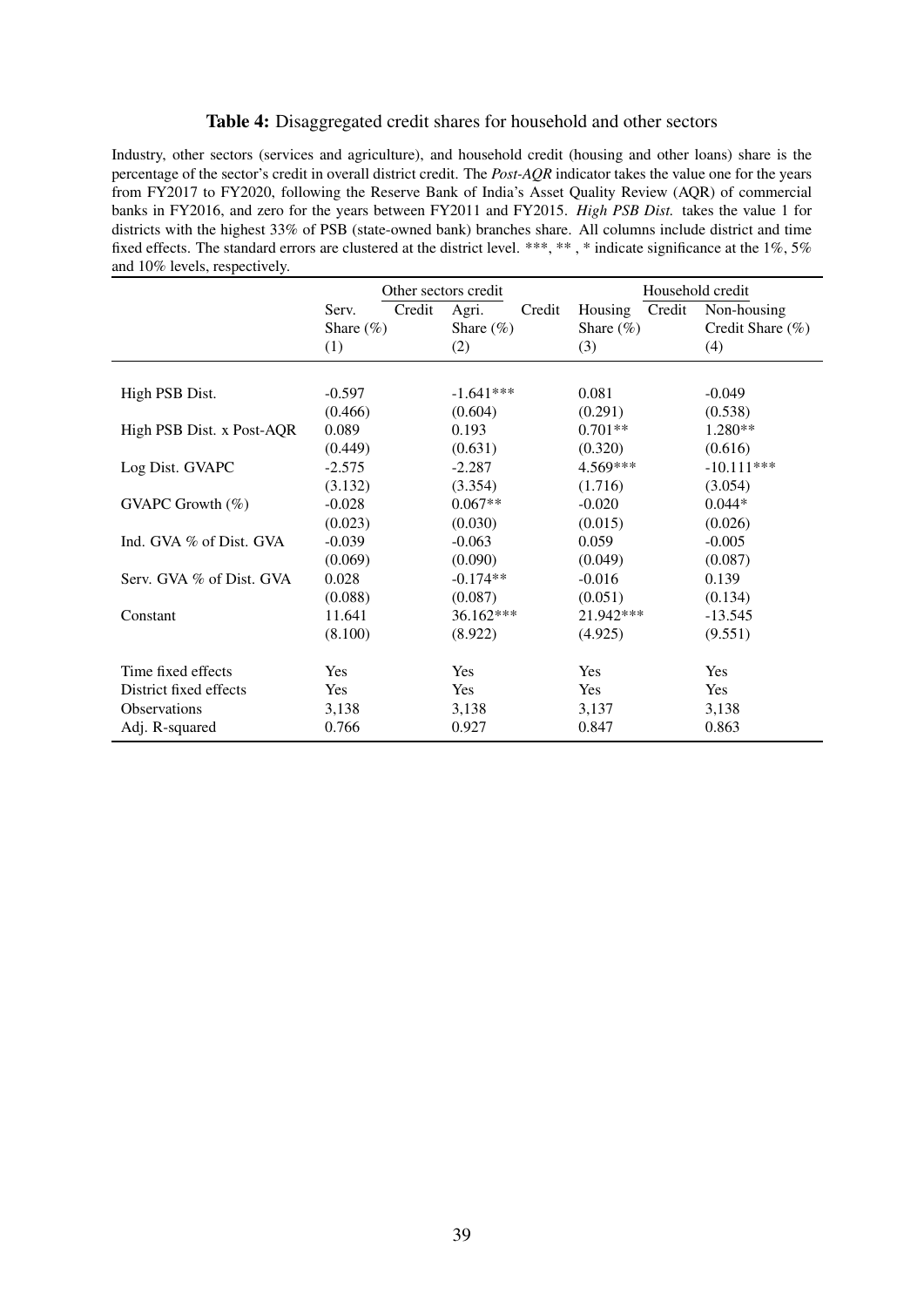**Table 4:** Disaggregated credit shares for household and other sectors

Industry, other sectors (services and agriculture), and household credit (housing and other loans) share is the percentage of the sector's credit in overall district credit. The *Post-AQR* indicator takes the value one for the years from FY2017 to FY2020, following the Reserve Bank of India's Asset Quality Review (AQR) of commercial banks in FY2016, and zero for the years between FY2011 and FY2015. *High PSB Dist.* takes the value 1 for districts with the highest 33% of PSB (state-owned bank) branches share. All columns include district and time fixed effects. The standard errors are clustered at the district level. ***, ** , * indicate significance at the 1%, 5% and 10% levels, respectively.

| | Other sectors credit | | Household credit | |
|---|---|---|---|---|
| | Serv. Credit Share (%) | Agri. Credit Share (%) | Housing Credit Share (%) | Non-housing Credit Share (%) |
| | (1) | (2) | (3) | (4) |
| High PSB Dist. | -0.597 | -1.641*** | 0.081 | -0.049 |
| | (0.466) | (0.604) | (0.291) | (0.538) |
| High PSB Dist. x Post-AQR | 0.089 | 0.193 | 0.701** | 1.280** |
| | (0.449) | (0.631) | (0.320) | (0.616) |
| Log Dist. GVAPC | -2.575 | -2.287 | 4.569*** | -10.111*** |
| | (3.132) | (3.354) | (1.716) | (3.054) |
| GVAPC Growth (%) | -0.028 | 0.067** | -0.020 | 0.044* |
| | (0.023) | (0.030) | (0.015) | (0.026) |
| Ind. GVA % of Dist. GVA | -0.039 | -0.063 | 0.059 | -0.005 |
| | (0.069) | (0.090) | (0.049) | (0.087) |
| Serv. GVA % of Dist. GVA | 0.028 | -0.174** | -0.016 | 0.139 |
| | (0.088) | (0.087) | (0.051) | (0.134) |
| Constant | 11.641 | 36.162*** | 21.942*** | -13.545 |
| | (8.100) | (8.922) | (4.925) | (9.551) |
| Time fixed effects | Yes | Yes | Yes | Yes |
| District fixed effects | Yes | Yes | Yes | Yes |
| Observations | 3,138 | 3,138 | 3,137 | 3,138 |
| Adj. R-squared | 0.766 | 0.927 | 0.847 | 0.863 |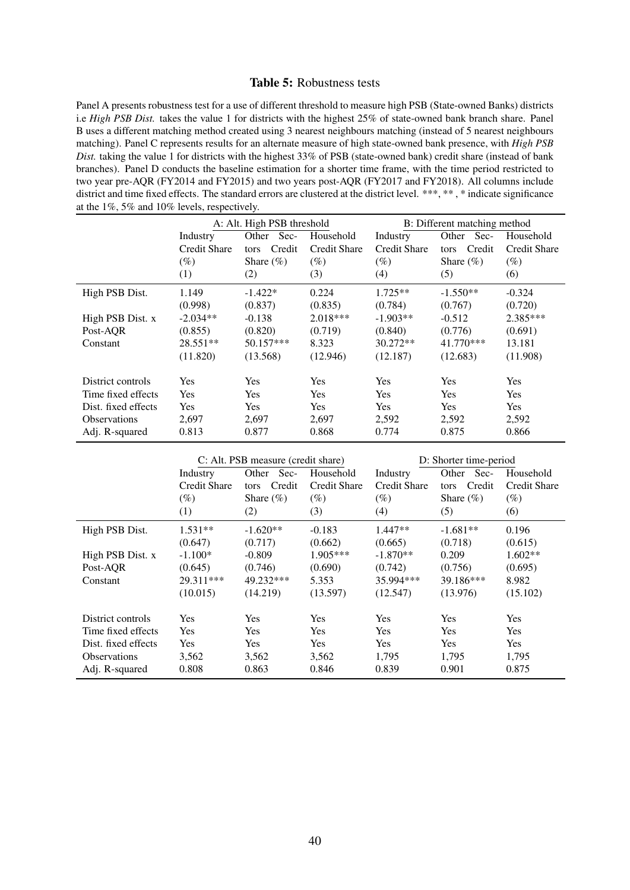**Table 5:** Robustness tests

Panel A presents robustness test for a use of different threshold to measure high PSB (State-owned Banks) districts i.e *High PSB Dist.* takes the value 1 for districts with the highest 25% of state-owned bank branch share. Panel B uses a different matching method created using 3 nearest neighbours matching (instead of 5 nearest neighbours matching). Panel C represents results for an alternate measure of high state-owned bank presence, with *High PSB Dist.* taking the value 1 for districts with the highest 33% of PSB (state-owned bank) credit share (instead of bank branches). Panel D conducts the baseline estimation for a shorter time frame, with the time period restricted to two year pre-AQR (FY2014 and FY2015) and two years post-AQR (FY2017 and FY2018). All columns include district and time fixed effects. The standard errors are clustered at the district level. ***, ** , * indicate significance at the 1%, 5% and 10% levels, respectively.

| | A: Alt. High PSB threshold | | | B: Different matching method | | |
|---|---|---|---|---|---|---|
| | Industry Credit Share (%) | Other Sectors Credit Share (%) | Household Credit Share (%) | Industry Credit Share (%) | Other Sectors Credit Share (%) | Household Credit Share (%) |
| | (1) | (2) | (3) | (4) | (5) | (6) |
| High PSB Dist. | 1.149 | -1.422* | 0.224 | 1.725** | -1.550** | -0.324 |
| | (0.998) | (0.837) | (0.835) | (0.784) | (0.767) | (0.720) |
| High PSB Dist. x Post-AQR | -2.034** | -0.138 | 2.018*** | -1.903** | -0.512 | 2.385*** |
| | (0.855) | (0.820) | (0.719) | (0.840) | (0.776) | (0.691) |
| Constant | 28.551** | 50.157*** | 8.323 | 30.272** | 41.770*** | 13.181 |
| | (11.820) | (13.568) | (12.946) | (12.187) | (12.683) | (11.908) |
| District controls | Yes | Yes | Yes | Yes | Yes | Yes |
| Time fixed effects | Yes | Yes | Yes | Yes | Yes | Yes |
| Dist. fixed effects | Yes | Yes | Yes | Yes | Yes | Yes |
| Observations | 2,697 | 2,697 | 2,697 | 2,592 | 2,592 | 2,592 |
| Adj. R-squared | 0.813 | 0.877 | 0.868 | 0.774 | 0.875 | 0.866 |

| | C: Alt. PSB measure (credit share) | | | D: Shorter time-period | | |
|---|---|---|---|---|---|---|
| | Industry Credit Share (%) | Other Sectors Credit Share (%) | Household Credit Share (%) | Industry Credit Share (%) | Other Sectors Credit Share (%) | Household Credit Share (%) |
| | (1) | (2) | (3) | (4) | (5) | (6) |
| High PSB Dist. | 1.531** | -1.620** | -0.183 | 1.447** | -1.681** | 0.196 |
| | (0.647) | (0.717) | (0.662) | (0.665) | (0.718) | (0.615) |
| High PSB Dist. x Post-AQR | -1.100* | -0.809 | 1.905*** | -1.870** | 0.209 | 1.602** |
| | (0.645) | (0.746) | (0.690) | (0.742) | (0.756) | (0.695) |
| Constant | 29.311*** | 49.232*** | 5.353 | 35.994*** | 39.186*** | 8.982 |
| | (10.015) | (14.219) | (13.597) | (12.547) | (13.976) | (15.102) |
| District controls | Yes | Yes | Yes | Yes | Yes | Yes |
| Time fixed effects | Yes | Yes | Yes | Yes | Yes | Yes |
| Dist. fixed effects | Yes | Yes | Yes | Yes | Yes | Yes |
| Observations | 3,562 | 3,562 | 3,562 | 1,795 | 1,795 | 1,795 |
| Adj. R-squared | 0.808 | 0.863 | 0.846 | 0.839 | 0.901 | 0.875 |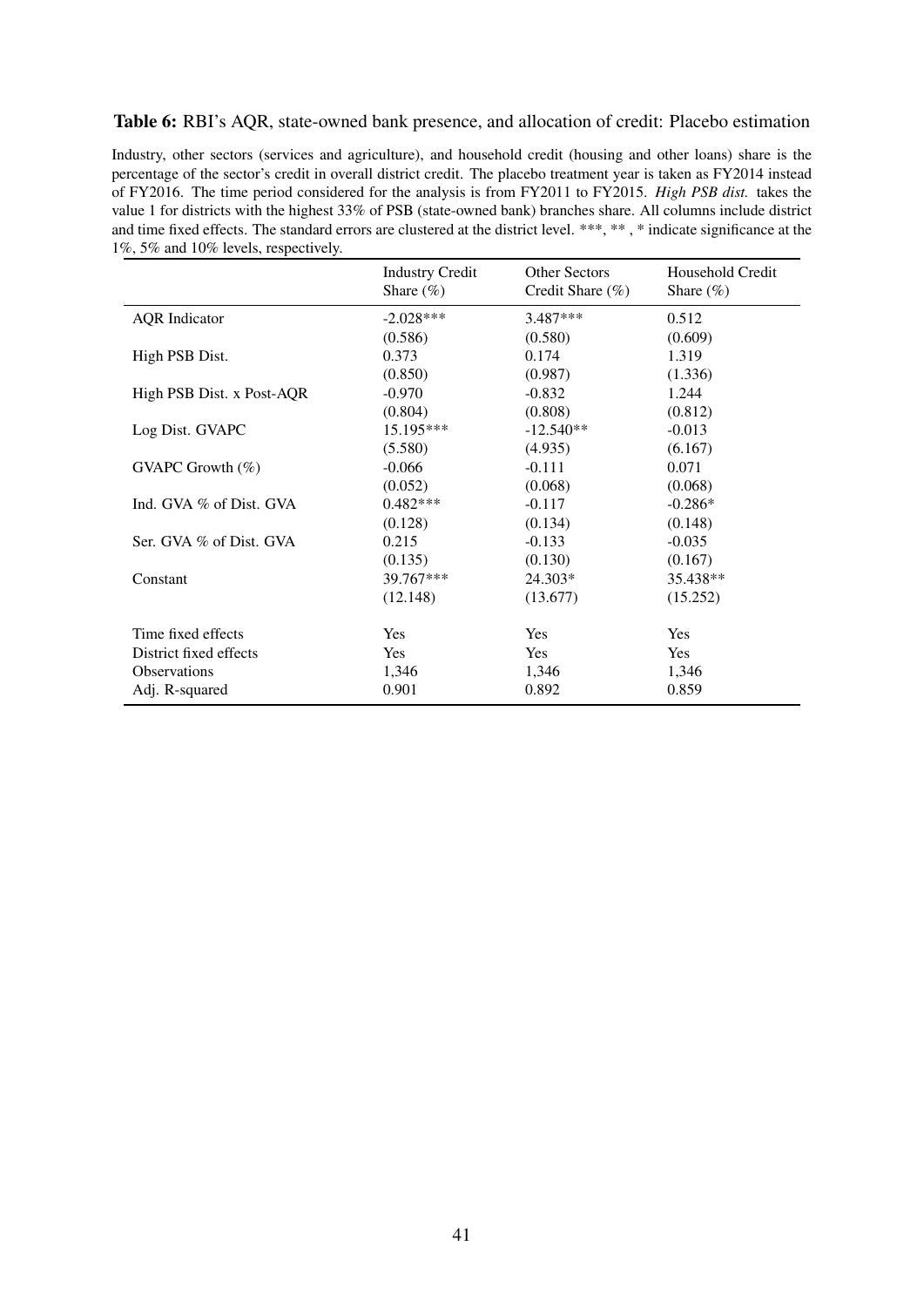**Table 6:** RBI's AQR, state-owned bank presence, and allocation of credit: Placebo estimation

Industry, other sectors (services and agriculture), and household credit (housing and other loans) share is the percentage of the sector's credit in overall district credit. The placebo treatment year is taken as FY2014 instead of FY2016. The time period considered for the analysis is from FY2011 to FY2015. *High PSB dist.* takes the value 1 for districts with the highest 33% of PSB (state-owned bank) branches share. All columns include district and time fixed effects. The standard errors are clustered at the district level. ***, ** , * indicate significance at the 1%, 5% and 10% levels, respectively.

| | Industry Credit Share (%) | Other Sectors Credit Share (%) | Household Credit Share (%) |
|---|---|---|---|
| AQR Indicator | -2.028*** | 3.487*** | 0.512 |
| | (0.586) | (0.580) | (0.609) |
| High PSB Dist. | 0.373 | 0.174 | 1.319 |
| | (0.850) | (0.987) | (1.336) |
| High PSB Dist. x Post-AQR | -0.970 | -0.832 | 1.244 |
| | (0.804) | (0.808) | (0.812) |
| Log Dist. GVAPC | 15.195*** | -12.540** | -0.013 |
| | (5.580) | (4.935) | (6.167) |
| GVAPC Growth (%) | -0.066 | -0.111 | 0.071 |
| | (0.052) | (0.068) | (0.068) |
| Ind. GVA % of Dist. GVA | 0.482*** | -0.117 | -0.286* |
| | (0.128) | (0.134) | (0.148) |
| Ser. GVA % of Dist. GVA | 0.215 | -0.133 | -0.035 |
| | (0.135) | (0.130) | (0.167) |
| Constant | 39.767*** | 24.303* | 35.438** |
| | (12.148) | (13.677) | (15.252) |
| Time fixed effects | Yes | Yes | Yes |
| District fixed effects | Yes | Yes | Yes |
| Observations | 1,346 | 1,346 | 1,346 |
| Adj. R-squared | 0.901 | 0.892 | 0.859 |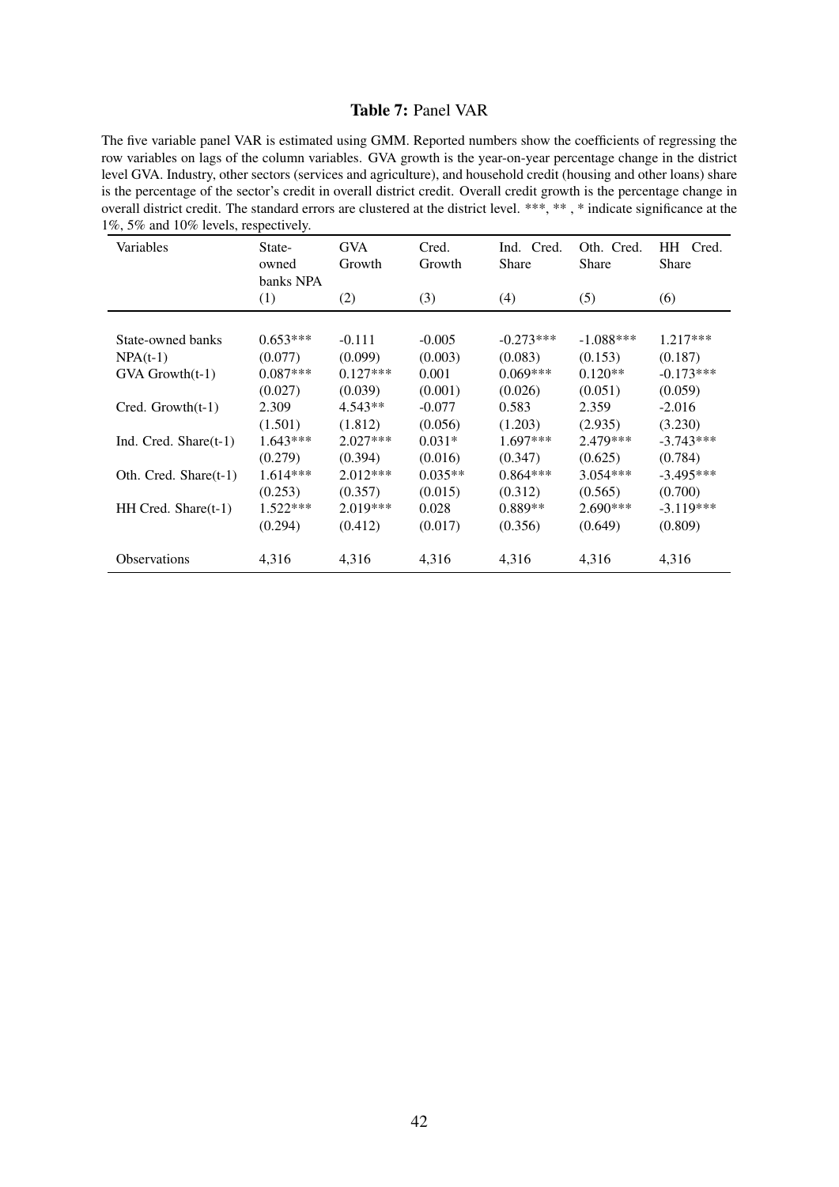**Table 7:** Panel VAR

The five variable panel VAR is estimated using GMM. Reported numbers show the coefficients of regressing the row variables on lags of the column variables. GVA growth is the year-on-year percentage change in the district level GVA. Industry, other sectors (services and agriculture), and household credit (housing and other loans) share is the percentage of the sector's credit in overall district credit. Overall credit growth is the percentage change in overall district credit. The standard errors are clustered at the district level. ***, ** , * indicate significance at the 1%, 5% and 10% levels, respectively.

| Variables | State-owned banks NPA | GVA Growth | Cred. Growth | Ind. Cred. Share | Oth. Cred. Share | HH Cred. Share |
|---|---|---|---|---|---|---|
| | (1) | (2) | (3) | (4) | (5) | (6) |
| State-owned banks NPA(t-1) | 0.653*** | -0.111 | -0.005 | -0.273*** | -1.088*** | 1.217*** |
| | (0.077) | (0.099) | (0.003) | (0.083) | (0.153) | (0.187) |
| GVA Growth(t-1) | 0.087*** | 0.127*** | 0.001 | 0.069*** | 0.120** | -0.173*** |
| | (0.027) | (0.039) | (0.001) | (0.026) | (0.051) | (0.059) |
| Cred. Growth(t-1) | 2.309 | 4.543** | -0.077 | 0.583 | 2.359 | -2.016 |
| | (1.501) | (1.812) | (0.056) | (1.203) | (2.935) | (3.230) |
| Ind. Cred. Share(t-1) | 1.643*** | 2.027*** | 0.031* | 1.697*** | 2.479*** | -3.743*** |
| | (0.279) | (0.394) | (0.016) | (0.347) | (0.625) | (0.784) |
| Oth. Cred. Share(t-1) | 1.614*** | 2.012*** | 0.035** | 0.864*** | 3.054*** | -3.495*** |
| | (0.253) | (0.357) | (0.015) | (0.312) | (0.565) | (0.700) |
| HH Cred. Share(t-1) | 1.522*** | 2.019*** | 0.028 | 0.889** | 2.690*** | -3.119*** |
| | (0.294) | (0.412) | (0.017) | (0.356) | (0.649) | (0.809) |
| Observations | 4,316 | 4,316 | 4,316 | 4,316 | 4,316 | 4,316 |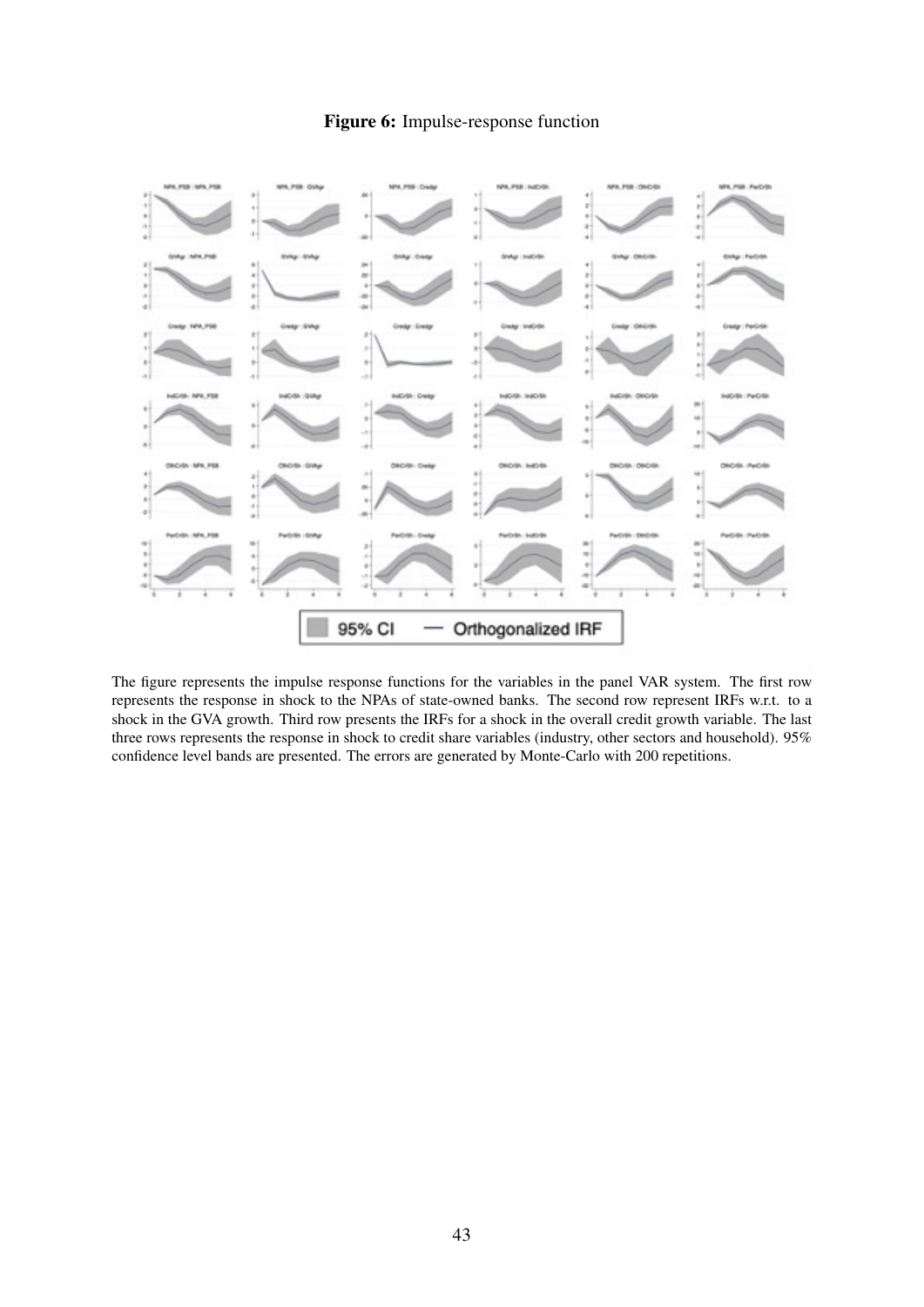**Figure 6:** Impulse-response function

The figure represents the impulse response functions for the variables in the panel VAR system. The first row represents the response in shock to the NPAs of state-owned banks. The second row represent IRFs w.r.t. to a shock in the GVA growth. Third row presents the IRFs for a shock in the overall credit growth variable. The last three rows represents the response in shock to credit share variables (industry, other sectors and household). 95% confidence level bands are presented. The errors are generated by Monte-Carlo with 200 repetitions.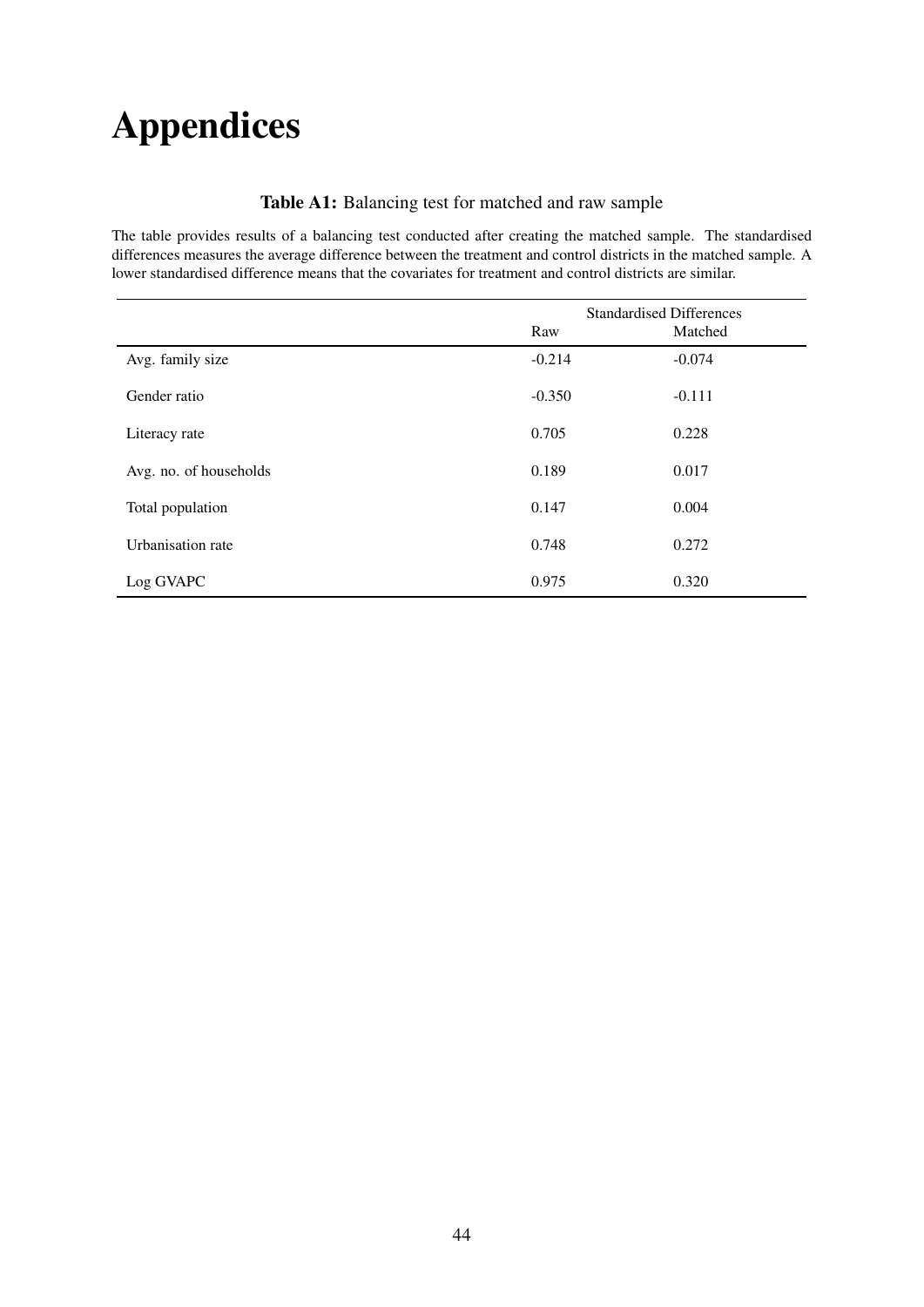# Appendices

**Table A1:** Balancing test for matched and raw sample

The table provides results of a balancing test conducted after creating the matched sample. The standardised differences measures the average difference between the treatment and control districts in the matched sample. A lower standardised difference means that the covariates for treatment and control districts are similar.

| | Standardised Differences | |
|---|---|---|
| | Raw | Matched |
| Avg. family size | -0.214 | -0.074 |
| Gender ratio | -0.350 | -0.111 |
| Literacy rate | 0.705 | 0.228 |
| Avg. no. of households | 0.189 | 0.017 |
| Total population | 0.147 | 0.004 |
| Urbanisation rate | 0.748 | 0.272 |
| Log GVAPC | 0.975 | 0.320 |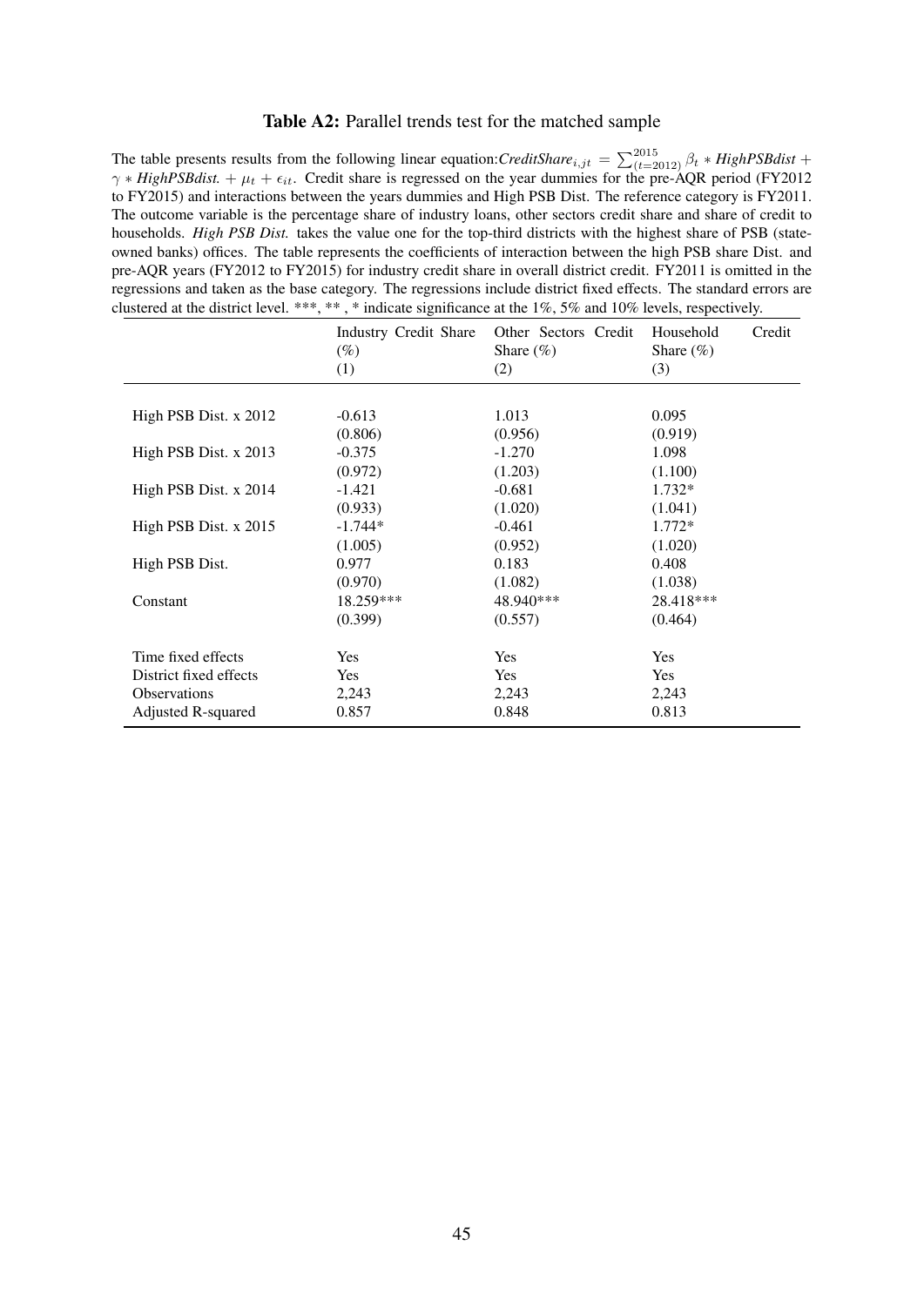**Table A2:** Parallel trends test for the matched sample

The table presents results from the following linear equation: $\textit{CreditShare}_{i,jt} = \sum_{(t=2012)}^{2015} \beta_t * \textit{HighPSBdist} + \gamma * \textit{HighPSBdist.} + \mu_t + \epsilon_{it}$. Credit share is regressed on the year dummies for the pre-AQR period (FY2012 to FY2015) and interactions between the years dummies and High PSB Dist. The reference category is FY2011. The outcome variable is the percentage share of industry loans, other sectors credit share and share of credit to households. *High PSB Dist.* takes the value one for the top-third districts with the highest share of PSB (state-owned banks) offices. The table represents the coefficients of interaction between the high PSB share Dist. and pre-AQR years (FY2012 to FY2015) for industry credit share in overall district credit. FY2011 is omitted in the regressions and taken as the base category. The regressions include district fixed effects. The standard errors are clustered at the district level. ***, ** , * indicate significance at the 1%, 5% and 10% levels, respectively.

| | Industry Credit Share (%) | Other Sectors Credit Share (%) | Household Credit Share (%) |
|---|---|---|---|
| | (1) | (2) | (3) |
| High PSB Dist. x 2012 | -0.613 | 1.013 | 0.095 |
| | (0.806) | (0.956) | (0.919) |
| High PSB Dist. x 2013 | -0.375 | -1.270 | 1.098 |
| | (0.972) | (1.203) | (1.100) |
| High PSB Dist. x 2014 | -1.421 | -0.681 | 1.732* |
| | (0.933) | (1.020) | (1.041) |
| High PSB Dist. x 2015 | -1.744* | -0.461 | 1.772* |
| | (1.005) | (0.952) | (1.020) |
| High PSB Dist. | 0.977 | 0.183 | 0.408 |
| | (0.970) | (1.082) | (1.038) |
| Constant | 18.259*** | 48.940*** | 28.418*** |
| | (0.399) | (0.557) | (0.464) |
| Time fixed effects | Yes | Yes | Yes |
| District fixed effects | Yes | Yes | Yes |
| Observations | 2,243 | 2,243 | 2,243 |
| Adjusted R-squared | 0.857 | 0.848 | 0.813 |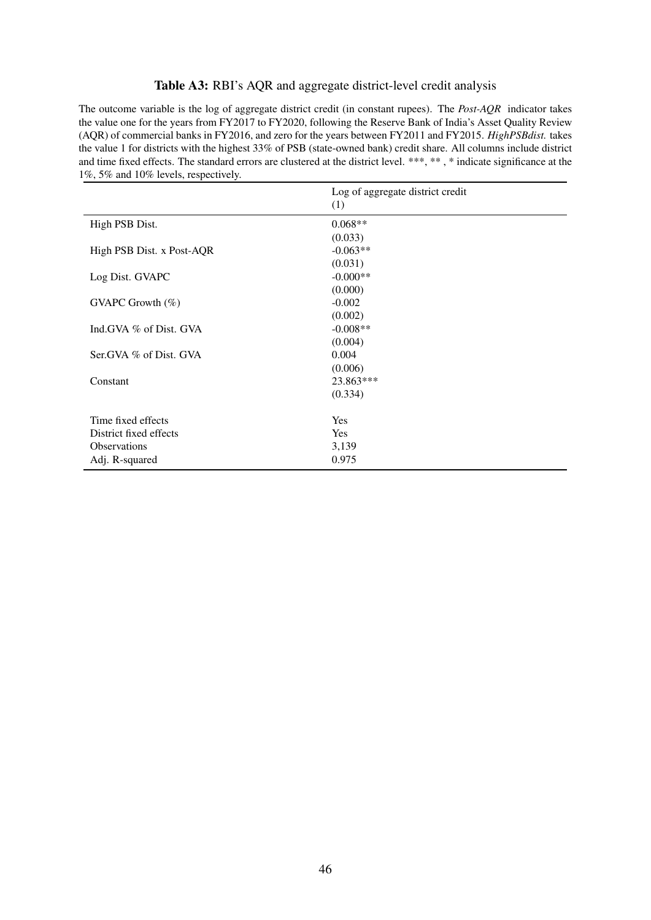**Table A3:** RBI's AQR and aggregate district-level credit analysis

The outcome variable is the log of aggregate district credit (in constant rupees). The *Post-AQR* indicator takes the value one for the years from FY2017 to FY2020, following the Reserve Bank of India's Asset Quality Review (AQR) of commercial banks in FY2016, and zero for the years between FY2011 and FY2015. *HighPSBdist.* takes the value 1 for districts with the highest 33% of PSB (state-owned bank) credit share. All columns include district and time fixed effects. The standard errors are clustered at the district level. ***, ** , * indicate significance at the 1%, 5% and 10% levels, respectively.

| | Log of aggregate district credit |
|---|---|
| | (1) |
| High PSB Dist. | 0.068** |
| | (0.033) |
| High PSB Dist. x Post-AQR | -0.063** |
| | (0.031) |
| Log Dist. GVAPC | -0.000** |
| | (0.000) |
| GVAPC Growth (%) | -0.002 |
| | (0.002) |
| Ind.GVA % of Dist. GVA | -0.008** |
| | (0.004) |
| Ser.GVA % of Dist. GVA | 0.004 |
| | (0.006) |
| Constant | 23.863*** |
| | (0.334) |
| Time fixed effects | Yes |
| District fixed effects | Yes |
| Observations | 3,139 |
| Adj. R-squared | 0.975 |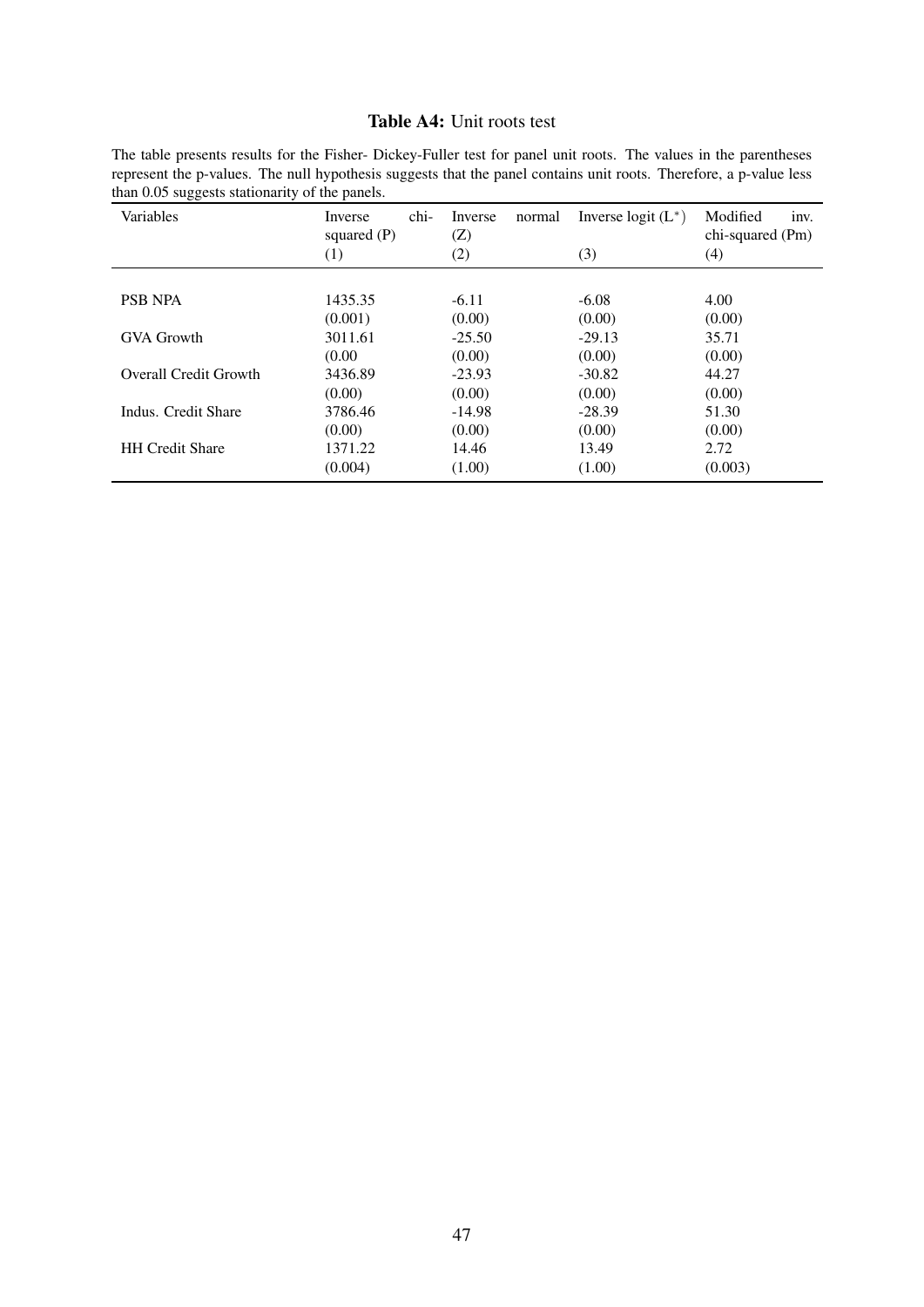**Table A4:** Unit roots test

The table presents results for the Fisher- Dickey-Fuller test for panel unit roots. The values in the parentheses represent the p-values. The null hypothesis suggests that the panel contains unit roots. Therefore, a p-value less than 0.05 suggests stationarity of the panels.

| Variables | Inverse chi-squared (P) | Inverse normal (Z) | Inverse logit ($L^*$) | Modified inv. chi-squared (Pm) |
|---|---|---|---|---|
| | (1) | (2) | (3) | (4) |
| PSB NPA | 1435.35 | -6.11 | -6.08 | 4.00 |
| | (0.001) | (0.00) | (0.00) | (0.00) |
| GVA Growth | 3011.61 | -25.50 | -29.13 | 35.71 |
| | (0.00 | (0.00) | (0.00) | (0.00) |
| Overall Credit Growth | 3436.89 | -23.93 | -30.82 | 44.27 |
| | (0.00) | (0.00) | (0.00) | (0.00) |
| Indus. Credit Share | 3786.46 | -14.98 | -28.39 | 51.30 |
| | (0.00) | (0.00) | (0.00) | (0.00) |
| HH Credit Share | 1371.22 | 14.46 | 13.49 | 2.72 |
| | (0.004) | (1.00) | (1.00) | (0.003) |